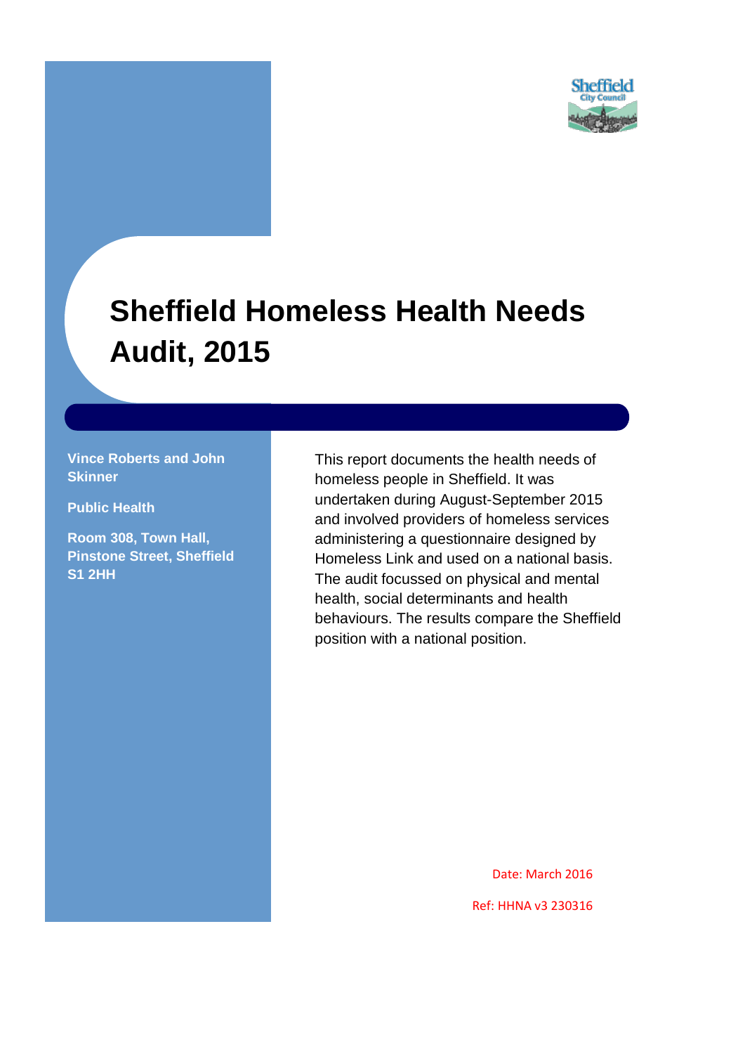# Sheffield Homeless Health Needs Audit, 2015

**Vince Roberts and John Skinner**

**Public Health**

**Room 308, Town Hall, Pinstone Street, Sheffield S1 2HH**

This report documents the health needs of homeless people in Sheffield. It was undertaken during August-September 2015 and involved providers of homeless services administering a questionnaire designed by Homeless Link and used on a national basis. The audit focussed on physical and mental health, social determinants and health behaviours. The results compare the Sheffield position with a national position.

Date: March 2016

Ref: HHNA v3 230316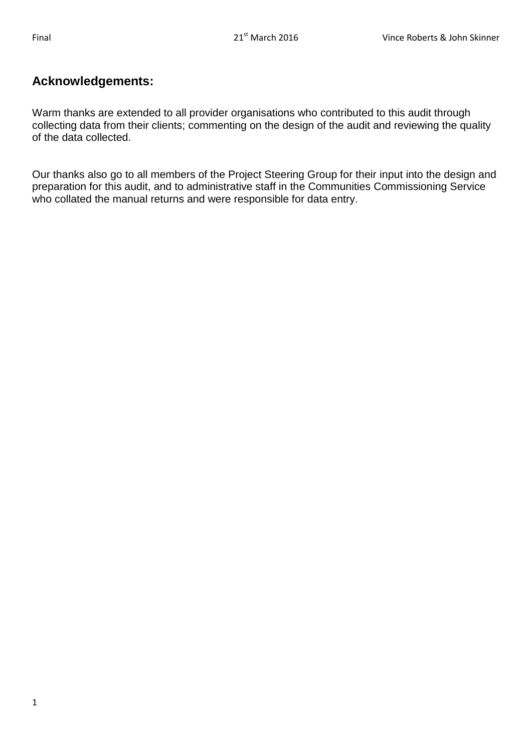## Acknowledgements:

Warm thanks are extended to all provider organisations who contributed to this audit through collecting data from their clients; commenting on the design of the audit and reviewing the quality of the data collected.

Our thanks also go to all members of the Project Steering Group for their input into the design and preparation for this audit, and to administrative staff in the Communities Commissioning Service who collated the manual returns and were responsible for data entry.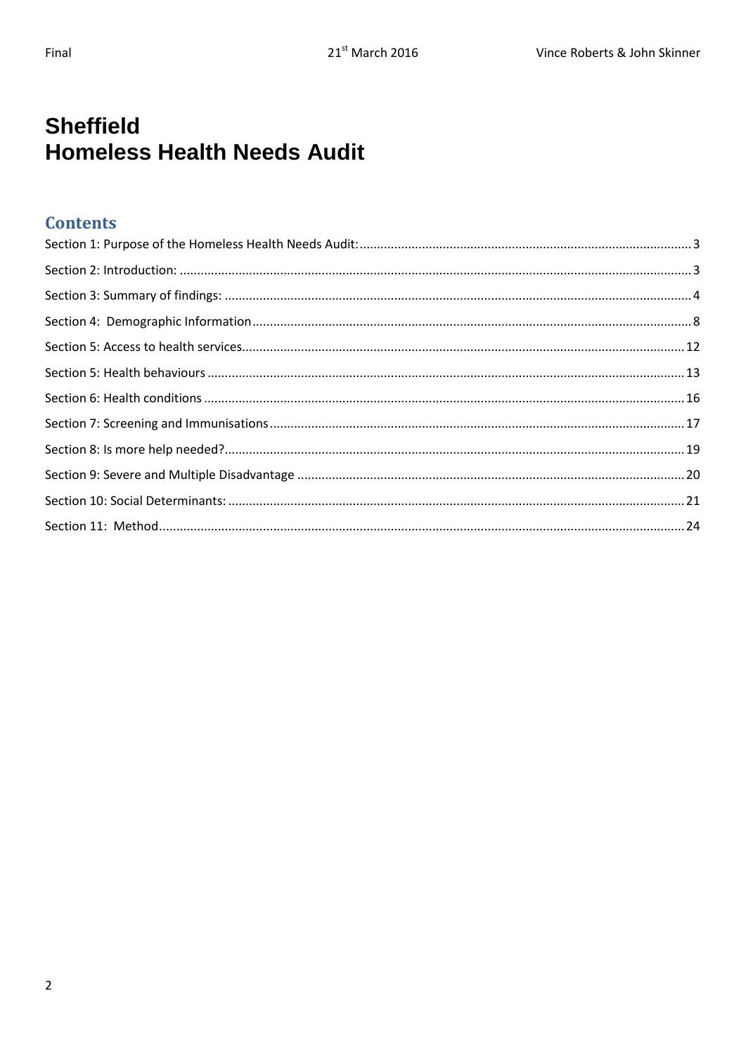# Sheffield
# Homeless Health Needs Audit

## Contents

Section 1: Purpose of the Homeless Health Needs Audit: ..... 3

Section 2: Introduction: ..... 3

Section 3: Summary of findings: ..... 4

Section 4: Demographic Information ..... 8

Section 5: Access to health services ..... 12

Section 5: Health behaviours ..... 13

Section 6: Health conditions ..... 16

Section 7: Screening and Immunisations ..... 17

Section 8: Is more help needed? ..... 19

Section 9: Severe and Multiple Disadvantage ..... 20

Section 10: Social Determinants: ..... 21

Section 11: Method ..... 24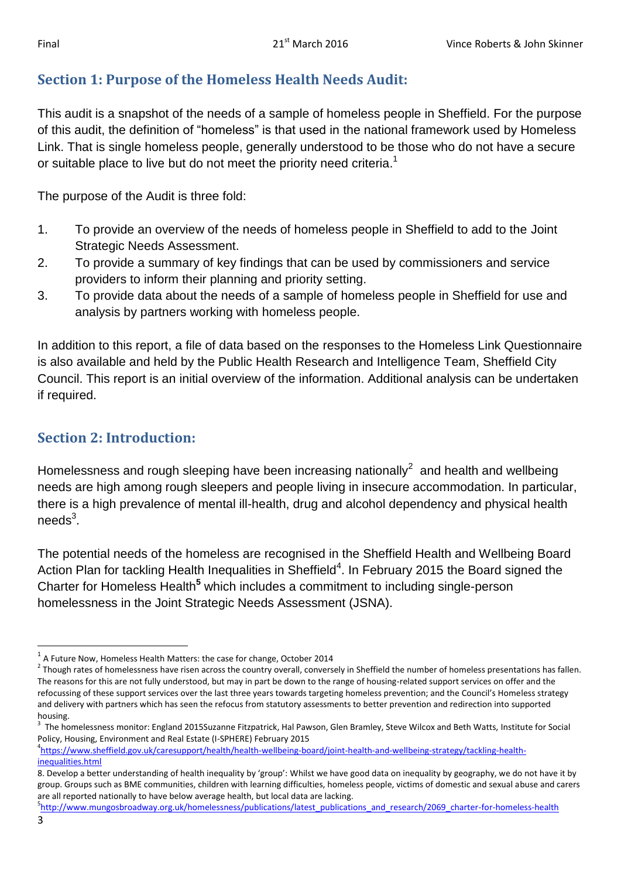## Section 1: Purpose of the Homeless Health Needs Audit:

This audit is a snapshot of the needs of a sample of homeless people in Sheffield. For the purpose of this audit, the definition of "homeless" is that used in the national framework used by Homeless Link. That is single homeless people, generally understood to be those who do not have a secure or suitable place to live but do not meet the priority need criteria.[1]

The purpose of the Audit is three fold:

1. To provide an overview of the needs of homeless people in Sheffield to add to the Joint Strategic Needs Assessment.
2. To provide a summary of key findings that can be used by commissioners and service providers to inform their planning and priority setting.
3. To provide data about the needs of a sample of homeless people in Sheffield for use and analysis by partners working with homeless people.

In addition to this report, a file of data based on the responses to the Homeless Link Questionnaire is also available and held by the Public Health Research and Intelligence Team, Sheffield City Council. This report is an initial overview of the information. Additional analysis can be undertaken if required.

## Section 2: Introduction:

Homelessness and rough sleeping have been increasing nationally[2] and health and wellbeing needs are high among rough sleepers and people living in insecure accommodation. In particular, there is a high prevalence of mental ill-health, drug and alcohol dependency and physical health needs[3].

The potential needs of the homeless are recognised in the Sheffield Health and Wellbeing Board Action Plan for tackling Health Inequalities in Sheffield[4]. In February 2015 the Board signed the Charter for Homeless Health**[5]** which includes a commitment to including single-person homelessness in the Joint Strategic Needs Assessment (JSNA).

---

[1] A Future Now, Homeless Health Matters: the case for change, October 2014

[2] Though rates of homelessness have risen across the country overall, conversely in Sheffield the number of homeless presentations has fallen. The reasons for this are not fully understood, but may in part be down to the range of housing-related support services on offer and the refocussing of these support services over the last three years towards targeting homeless prevention; and the Council's Homeless strategy and delivery with partners which has seen the refocus from statutory assessments to better prevention and redirection into supported housing.

[3] The homelessness monitor: England 2015Suzanne Fitzpatrick, Hal Pawson, Glen Bramley, Steve Wilcox and Beth Watts, Institute for Social Policy, Housing, Environment and Real Estate (I-SPHERE) February 2015

[4] https://www.sheffield.gov.uk/caresupport/health/health-wellbeing-board/joint-health-and-wellbeing-strategy/tackling-health-inequalities.html

8. Develop a better understanding of health inequality by 'group': Whilst we have good data on inequality by geography, we do not have it by group. Groups such as BME communities, children with learning difficulties, homeless people, victims of domestic and sexual abuse and carers are all reported nationally to have below average health, but local data are lacking.

[5] http://www.mungosbroadway.org.uk/homelessness/publications/latest_publications_and_research/2069_charter-for-homeless-health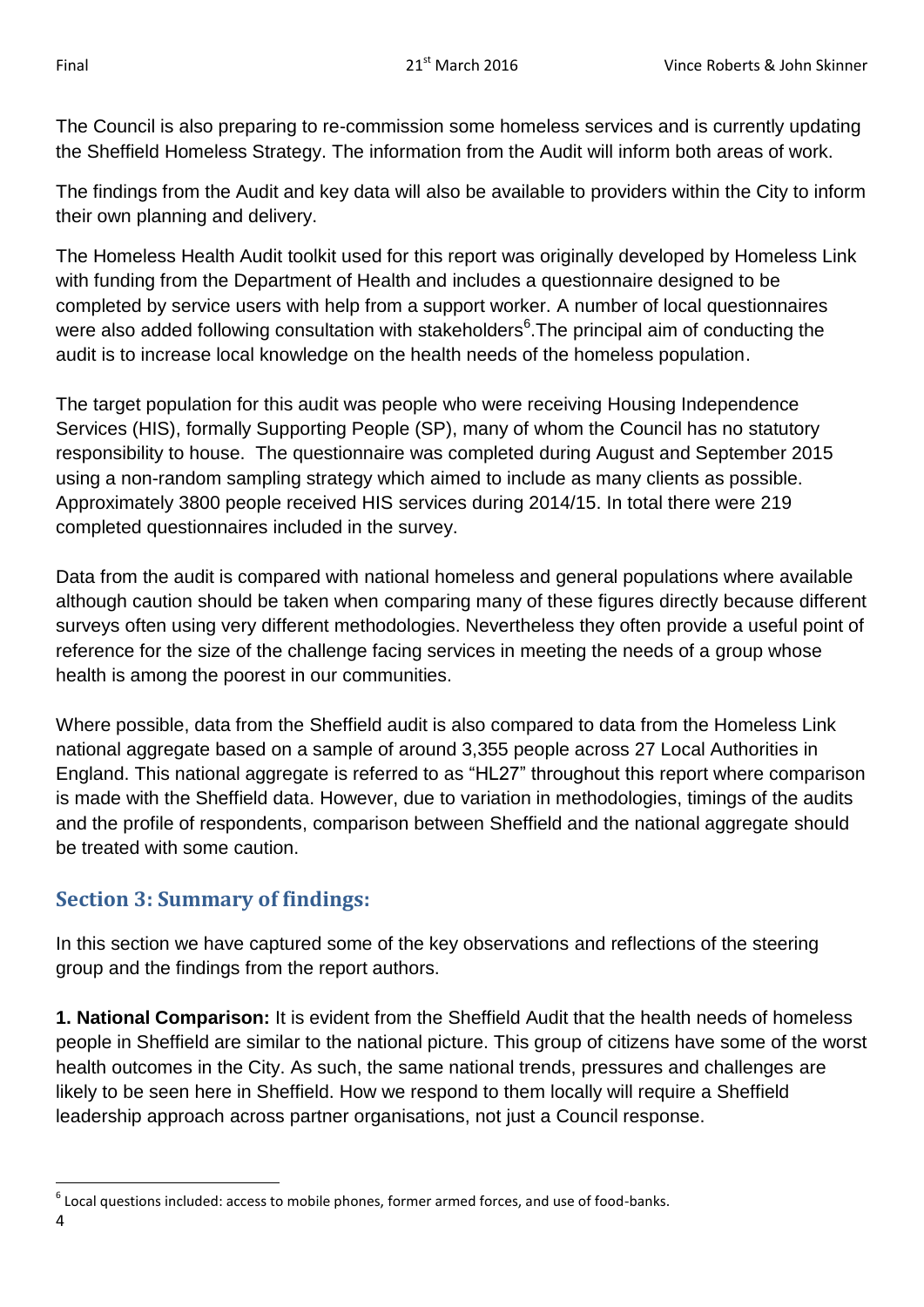The Council is also preparing to re-commission some homeless services and is currently updating the Sheffield Homeless Strategy. The information from the Audit will inform both areas of work.

The findings from the Audit and key data will also be available to providers within the City to inform their own planning and delivery.

The Homeless Health Audit toolkit used for this report was originally developed by Homeless Link with funding from the Department of Health and includes a questionnaire designed to be completed by service users with help from a support worker. A number of local questionnaires were also added following consultation with stakeholders[6].The principal aim of conducting the audit is to increase local knowledge on the health needs of the homeless population.

The target population for this audit was people who were receiving Housing Independence Services (HIS), formally Supporting People (SP), many of whom the Council has no statutory responsibility to house. The questionnaire was completed during August and September 2015 using a non-random sampling strategy which aimed to include as many clients as possible. Approximately 3800 people received HIS services during 2014/15. In total there were 219 completed questionnaires included in the survey.

Data from the audit is compared with national homeless and general populations where available although caution should be taken when comparing many of these figures directly because different surveys often using very different methodologies. Nevertheless they often provide a useful point of reference for the size of the challenge facing services in meeting the needs of a group whose health is among the poorest in our communities.

Where possible, data from the Sheffield audit is also compared to data from the Homeless Link national aggregate based on a sample of around 3,355 people across 27 Local Authorities in England. This national aggregate is referred to as "HL27" throughout this report where comparison is made with the Sheffield data. However, due to variation in methodologies, timings of the audits and the profile of respondents, comparison between Sheffield and the national aggregate should be treated with some caution.

## Section 3: Summary of findings:

In this section we have captured some of the key observations and reflections of the steering group and the findings from the report authors.

**1. National Comparison:** It is evident from the Sheffield Audit that the health needs of homeless people in Sheffield are similar to the national picture. This group of citizens have some of the worst health outcomes in the City. As such, the same national trends, pressures and challenges are likely to be seen here in Sheffield. How we respond to them locally will require a Sheffield leadership approach across partner organisations, not just a Council response.

[6] Local questions included: access to mobile phones, former armed forces, and use of food-banks.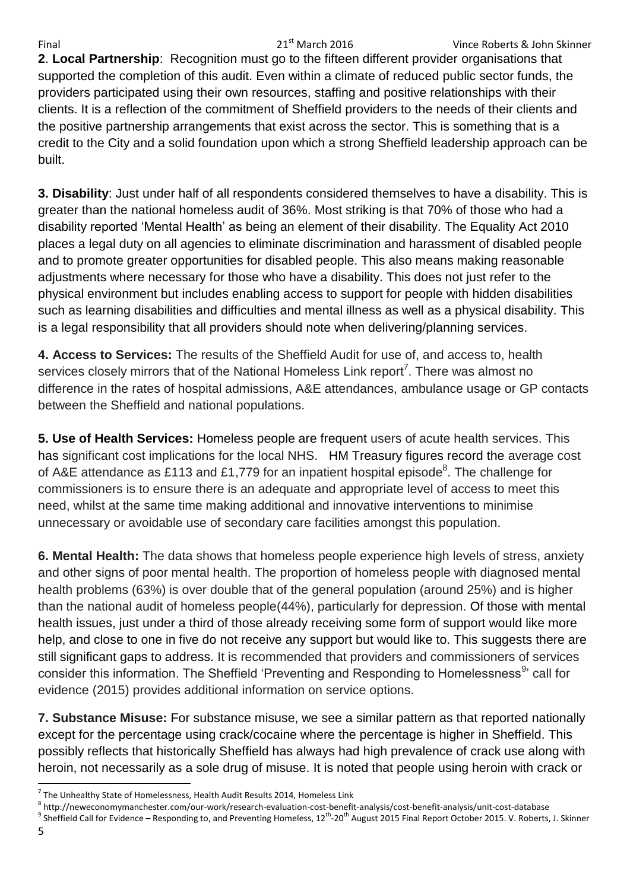**2**. **Local Partnership**: Recognition must go to the fifteen different provider organisations that supported the completion of this audit. Even within a climate of reduced public sector funds, the providers participated using their own resources, staffing and positive relationships with their clients. It is a reflection of the commitment of Sheffield providers to the needs of their clients and the positive partnership arrangements that exist across the sector. This is something that is a credit to the City and a solid foundation upon which a strong Sheffield leadership approach can be built.

**3. Disability**: Just under half of all respondents considered themselves to have a disability. This is greater than the national homeless audit of 36%. Most striking is that 70% of those who had a disability reported 'Mental Health' as being an element of their disability. The Equality Act 2010 places a legal duty on all agencies to eliminate discrimination and harassment of disabled people and to promote greater opportunities for disabled people. This also means making reasonable adjustments where necessary for those who have a disability. This does not just refer to the physical environment but includes enabling access to support for people with hidden disabilities such as learning disabilities and difficulties and mental illness as well as a physical disability. This is a legal responsibility that all providers should note when delivering/planning services.

**4. Access to Services:** The results of the Sheffield Audit for use of, and access to, health services closely mirrors that of the National Homeless Link report[7]. There was almost no difference in the rates of hospital admissions, A&E attendances, ambulance usage or GP contacts between the Sheffield and national populations.

**5. Use of Health Services:** Homeless people are frequent users of acute health services. This has significant cost implications for the local NHS. HM Treasury figures record the average cost of A&E attendance as £113 and £1,779 for an inpatient hospital episode[8]. The challenge for commissioners is to ensure there is an adequate and appropriate level of access to meet this need, whilst at the same time making additional and innovative interventions to minimise unnecessary or avoidable use of secondary care facilities amongst this population.

**6. Mental Health:** The data shows that homeless people experience high levels of stress, anxiety and other signs of poor mental health. The proportion of homeless people with diagnosed mental health problems (63%) is over double that of the general population (around 25%) and is higher than the national audit of homeless people(44%), particularly for depression. Of those with mental health issues, just under a third of those already receiving some form of support would like more help, and close to one in five do not receive any support but would like to. This suggests there are still significant gaps to address. It is recommended that providers and commissioners of services consider this information. The Sheffield 'Preventing and Responding to Homelessness[9]' call for evidence (2015) provides additional information on service options.

**7. Substance Misuse:** For substance misuse, we see a similar pattern as that reported nationally except for the percentage using crack/cocaine where the percentage is higher in Sheffield. This possibly reflects that historically Sheffield has always had high prevalence of crack use along with heroin, not necessarily as a sole drug of misuse. It is noted that people using heroin with crack or

---

[7] The Unhealthy State of Homelessness, Health Audit Results 2014, Homeless Link

[8] http://neweconomymanchester.com/our-work/research-evaluation-cost-benefit-analysis/cost-benefit-analysis/unit-cost-database

[9] Sheffield Call for Evidence – Responding to, and Preventing Homeless, 12th-20th August 2015 Final Report October 2015. V. Roberts, J. Skinner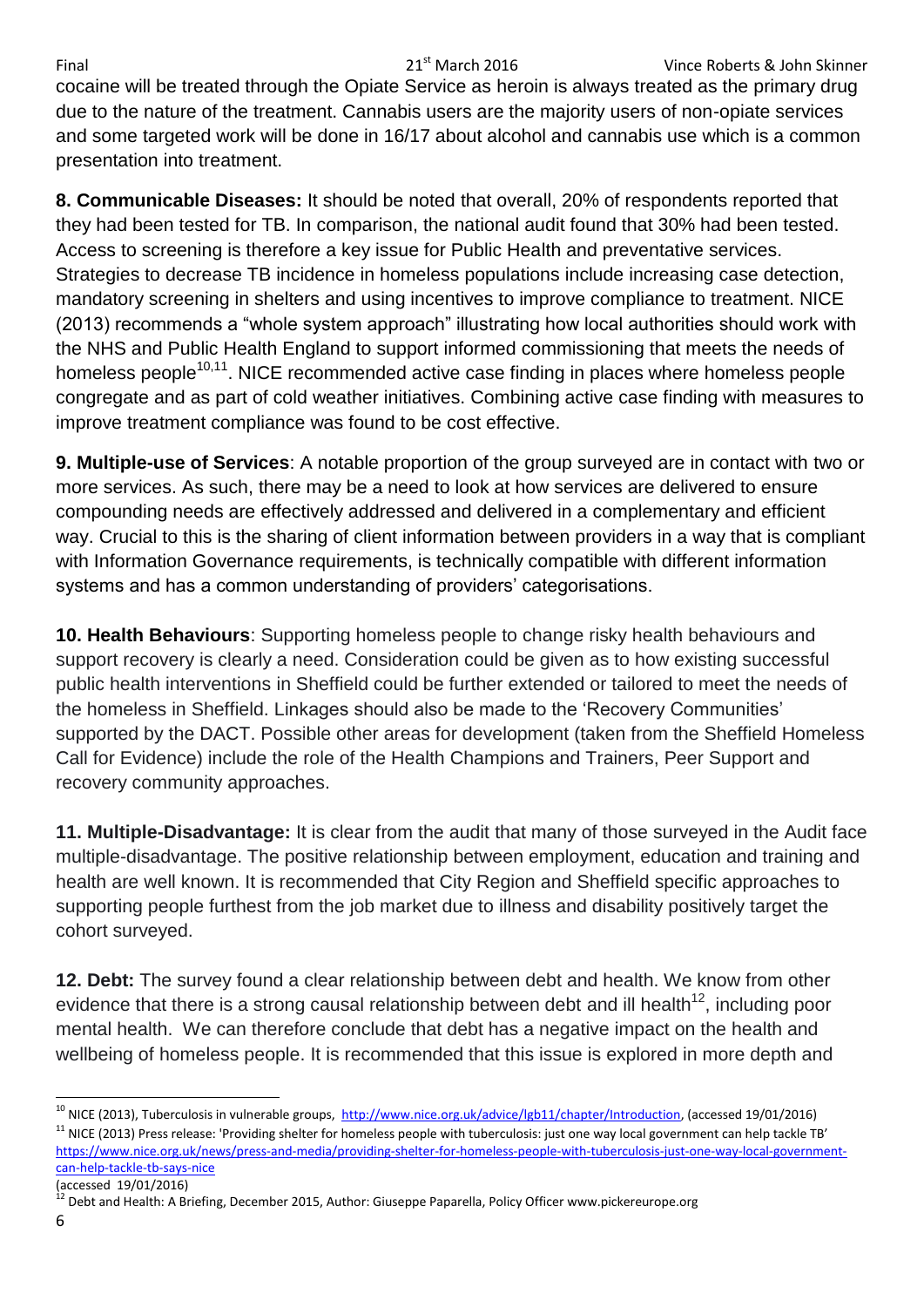cocaine will be treated through the Opiate Service as heroin is always treated as the primary drug due to the nature of the treatment. Cannabis users are the majority users of non-opiate services and some targeted work will be done in 16/17 about alcohol and cannabis use which is a common presentation into treatment.

**8. Communicable Diseases:** It should be noted that overall, 20% of respondents reported that they had been tested for TB. In comparison, the national audit found that 30% had been tested. Access to screening is therefore a key issue for Public Health and preventative services. Strategies to decrease TB incidence in homeless populations include increasing case detection, mandatory screening in shelters and using incentives to improve compliance to treatment. NICE (2013) recommends a "whole system approach" illustrating how local authorities should work with the NHS and Public Health England to support informed commissioning that meets the needs of homeless people[10,11]. NICE recommended active case finding in places where homeless people congregate and as part of cold weather initiatives. Combining active case finding with measures to improve treatment compliance was found to be cost effective.

**9. Multiple-use of Services**: A notable proportion of the group surveyed are in contact with two or more services. As such, there may be a need to look at how services are delivered to ensure compounding needs are effectively addressed and delivered in a complementary and efficient way. Crucial to this is the sharing of client information between providers in a way that is compliant with Information Governance requirements, is technically compatible with different information systems and has a common understanding of providers' categorisations.

**10. Health Behaviours**: Supporting homeless people to change risky health behaviours and support recovery is clearly a need. Consideration could be given as to how existing successful public health interventions in Sheffield could be further extended or tailored to meet the needs of the homeless in Sheffield. Linkages should also be made to the 'Recovery Communities' supported by the DACT. Possible other areas for development (taken from the Sheffield Homeless Call for Evidence) include the role of the Health Champions and Trainers, Peer Support and recovery community approaches.

**11. Multiple-Disadvantage:** It is clear from the audit that many of those surveyed in the Audit face multiple-disadvantage. The positive relationship between employment, education and training and health are well known. It is recommended that City Region and Sheffield specific approaches to supporting people furthest from the job market due to illness and disability positively target the cohort surveyed.

**12. Debt:** The survey found a clear relationship between debt and health. We know from other evidence that there is a strong causal relationship between debt and ill health[12], including poor mental health. We can therefore conclude that debt has a negative impact on the health and wellbeing of homeless people. It is recommended that this issue is explored in more depth and

[10] NICE (2013), Tuberculosis in vulnerable groups, http://www.nice.org.uk/advice/lgb11/chapter/Introduction, (accessed 19/01/2016)

[11] NICE (2013) Press release: 'Providing shelter for homeless people with tuberculosis: just one way local government can help tackle TB' https://www.nice.org.uk/news/press-and-media/providing-shelter-for-homeless-people-with-tuberculosis-just-one-way-local-government-can-help-tackle-tb-says-nice (accessed 19/01/2016)

[12] Debt and Health: A Briefing, December 2015, Author: Giuseppe Paparella, Policy Officer www.pickereurope.org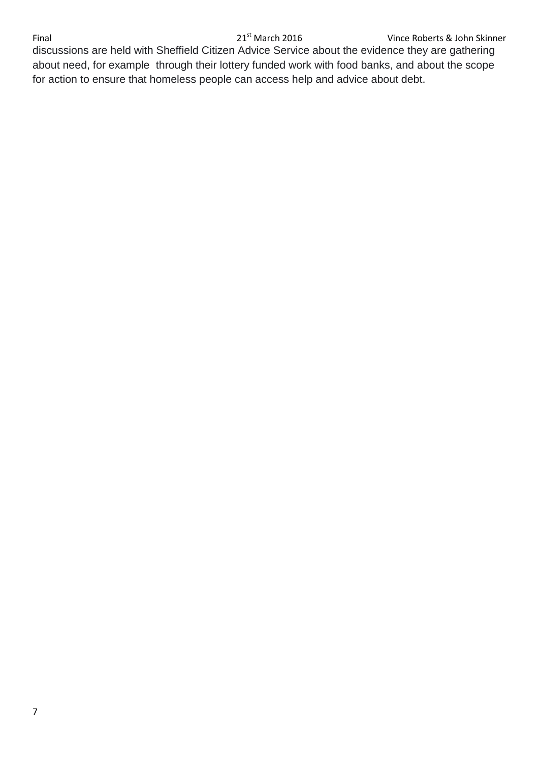discussions are held with Sheffield Citizen Advice Service about the evidence they are gathering about need, for example through their lottery funded work with food banks, and about the scope for action to ensure that homeless people can access help and advice about debt.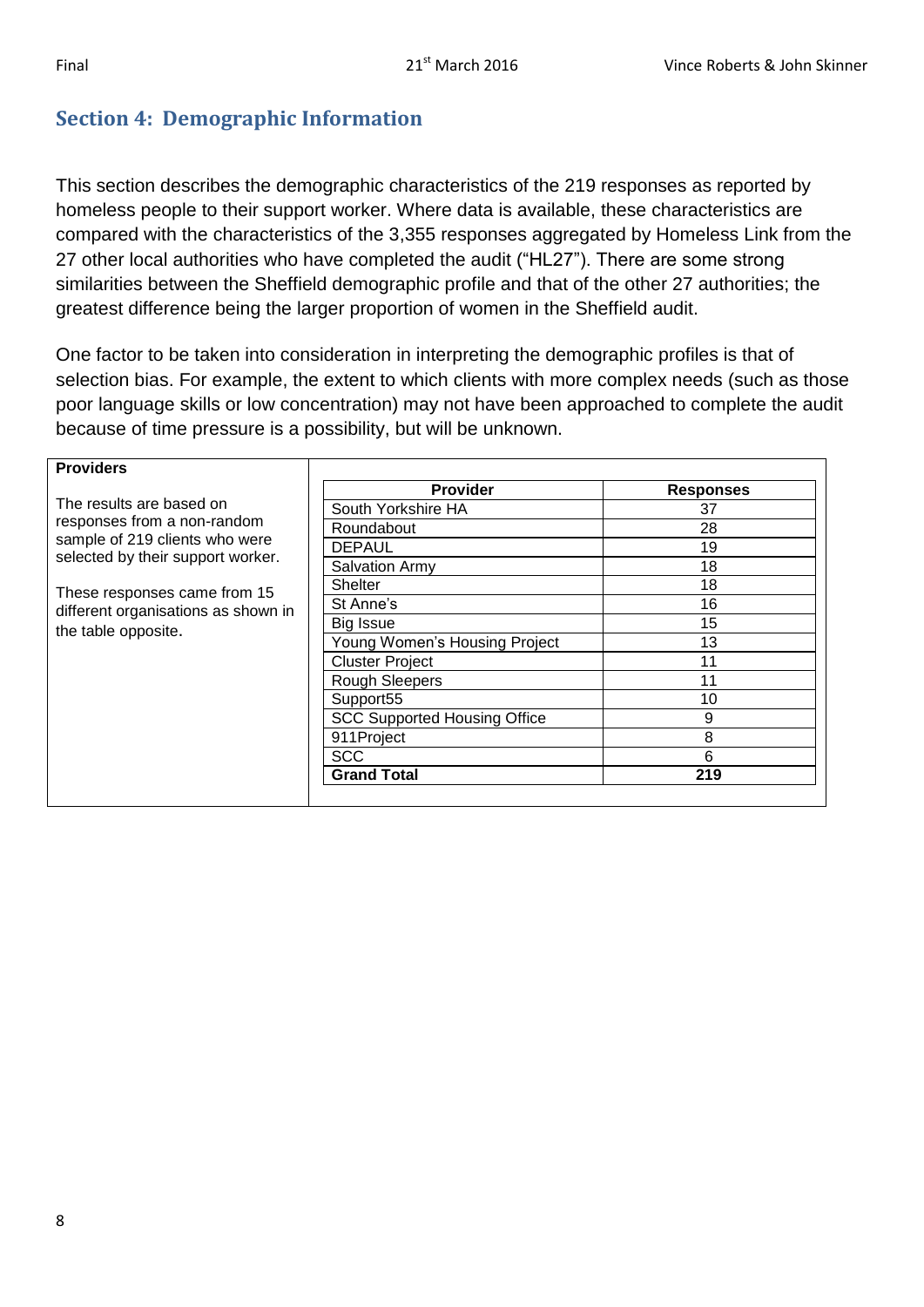## Section 4: Demographic Information

This section describes the demographic characteristics of the 219 responses as reported by homeless people to their support worker. Where data is available, these characteristics are compared with the characteristics of the 3,355 responses aggregated by Homeless Link from the 27 other local authorities who have completed the audit ("HL27"). There are some strong similarities between the Sheffield demographic profile and that of the other 27 authorities; the greatest difference being the larger proportion of women in the Sheffield audit.

One factor to be taken into consideration in interpreting the demographic profiles is that of selection bias. For example, the extent to which clients with more complex needs (such as those poor language skills or low concentration) may not have been approached to complete the audit because of time pressure is a possibility, but will be unknown.

**Providers**

The results are based on responses from a non-random sample of 219 clients who were selected by their support worker.

These responses came from 15 different organisations as shown in the table opposite.

| Provider | Responses |
|---|---|
| South Yorkshire HA | 37 |
| Roundabout | 28 |
| DEPAUL | 19 |
| Salvation Army | 18 |
| Shelter | 18 |
| St Anne's | 16 |
| Big Issue | 15 |
| Young Women's Housing Project | 13 |
| Cluster Project | 11 |
| Rough Sleepers | 11 |
| Support55 | 10 |
| SCC Supported Housing Office | 9 |
| 911Project | 8 |
| SCC | 6 |
| **Grand Total** | **219** |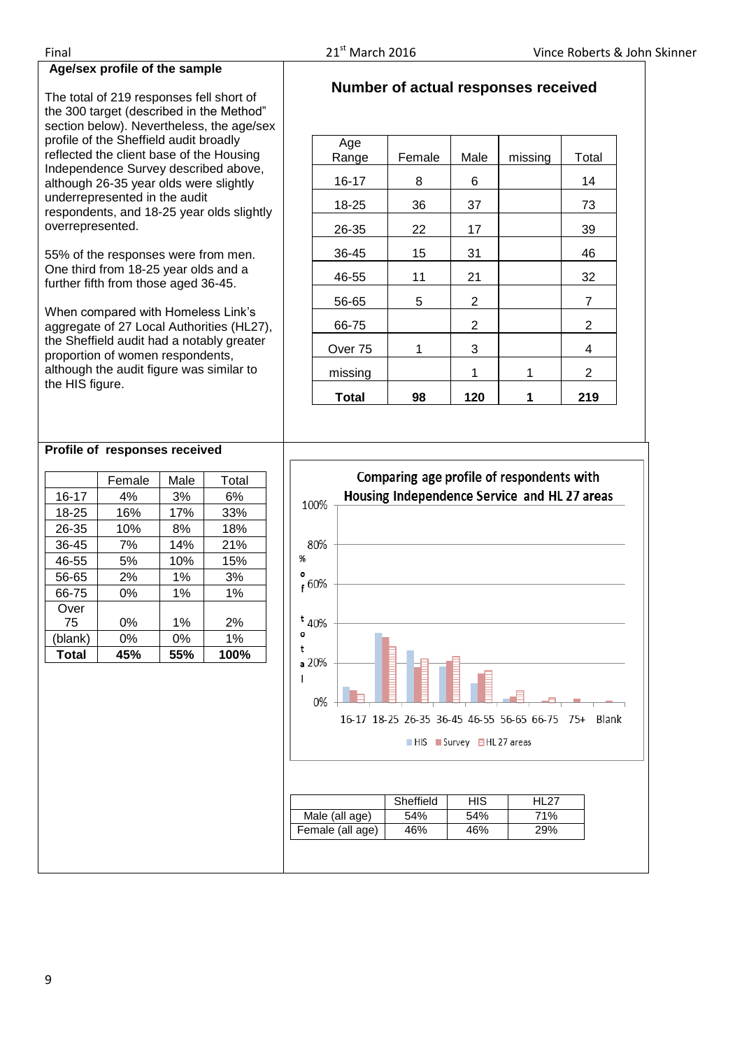### Age/sex profile of the sample

The total of 219 responses fell short of the 300 target (described in the Method" section below). Nevertheless, the age/sex profile of the Sheffield audit broadly reflected the client base of the Housing Independence Survey described above, although 26-35 year olds were slightly underrepresented in the audit respondents, and 18-25 year olds slightly overrepresented.

55% of the responses were from men. One third from 18-25 year olds and a further fifth from those aged 36-45.

When compared with Homeless Link's aggregate of 27 Local Authorities (HL27), the Sheffield audit had a notably greater proportion of women respondents, although the audit figure was similar to the HIS figure.

### Number of actual responses received

| Age Range | Female | Male | missing | Total |
|---|---|---|---|---|
| 16-17 | 8 | 6 | | 14 |
| 18-25 | 36 | 37 | | 73 |
| 26-35 | 22 | 17 | | 39 |
| 36-45 | 15 | 31 | | 46 |
| 46-55 | 11 | 21 | | 32 |
| 56-65 | 5 | 2 | | 7 |
| 66-75 | | 2 | | 2 |
| Over 75 | 1 | 3 | | 4 |
| missing | | 1 | 1 | 2 |
| **Total** | **98** | **120** | **1** | **219** |

### Profile of responses received

| | Female | Male | Total |
|---|---|---|---|
| 16-17 | 4% | 3% | 6% |
| 18-25 | 16% | 17% | 33% |
| 26-35 | 10% | 8% | 18% |
| 36-45 | 7% | 14% | 21% |
| 46-55 | 5% | 10% | 15% |
| 56-65 | 2% | 1% | 3% |
| 66-75 | 0% | 1% | 1% |
| Over 75 | 0% | 1% | 2% |
| (blank) | 0% | 0% | 1% |
| **Total** | **45%** | **55%** | **100%** |

Comparing age profile of respondents with Housing Independence Service and HL 27 areas

% of total

100%
80%
60%
40%
20%
0%

16-17 18-25 26-35 36-45 46-55 56-65 66-75 75+ Blank

HIS Survey HL 27 areas

| | Sheffield | HIS | HL27 |
|---|---|---|---|
| Male (all age) | 54% | 54% | 71% |
| Female (all age) | 46% | 46% | 29% |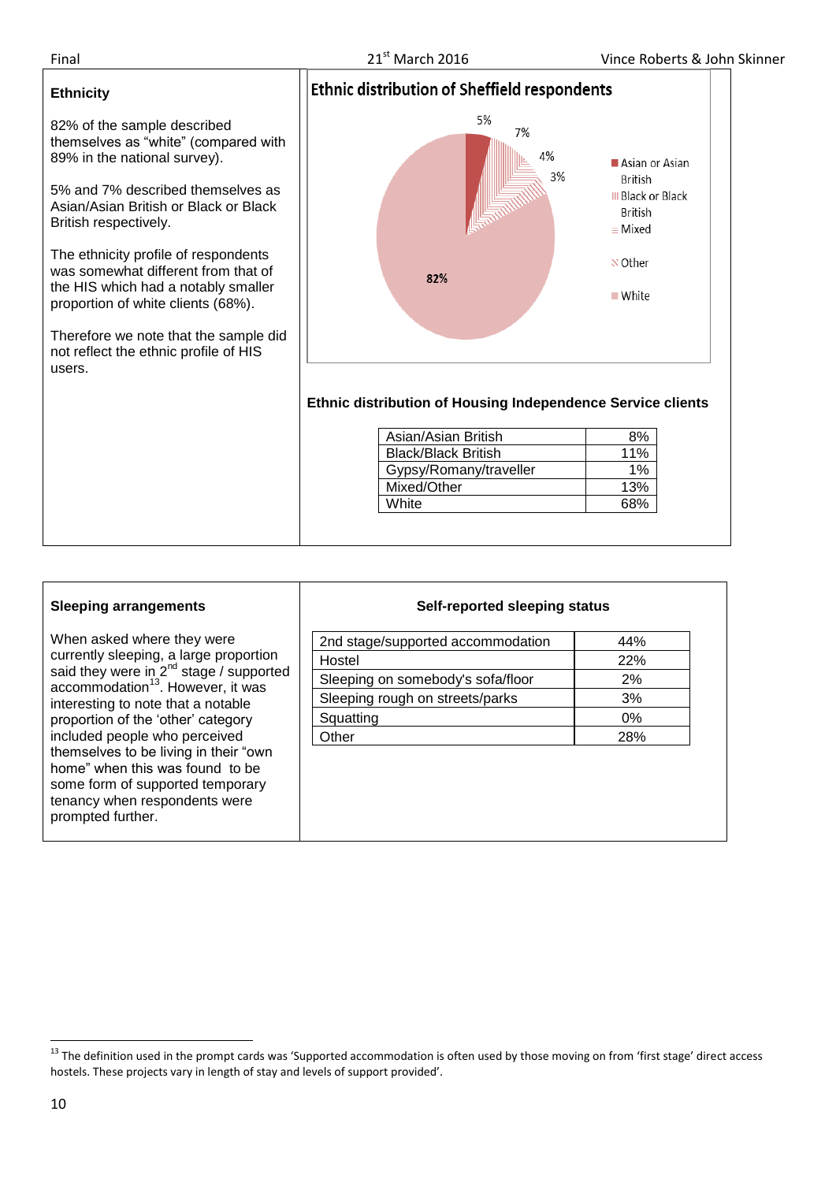## Ethnicity

82% of the sample described themselves as “white” (compared with 89% in the national survey).

5% and 7% described themselves as Asian/Asian British or Black or Black British respectively.

The ethnicity profile of respondents was somewhat different from that of the HIS which had a notably smaller proportion of white clients (68%).

Therefore we note that the sample did not reflect the ethnic profile of HIS users.

**Ethnic distribution of Sheffield respondents**

5%
7%
4%
3%
82%

Asian or Asian British
Black or Black British
Mixed
Other
White

**Ethnic distribution of Housing Independence Service clients**

| | |
|---|---|
| Asian/Asian British | 8% |
| Black/Black British | 11% |
| Gypsy/Romany/traveller | 1% |
| Mixed/Other | 13% |
| White | 68% |

## Sleeping arrangements

When asked where they were currently sleeping, a large proportion said they were in 2nd stage / supported accommodation[13]. However, it was interesting to note that a notable proportion of the ‘other’ category included people who perceived themselves to be living in their “own home” when this was found to be some form of supported temporary tenancy when respondents were prompted further.

**Self-reported sleeping status**

| | |
|---|---|
| 2nd stage/supported accommodation | 44% |
| Hostel | 22% |
| Sleeping on somebody's sofa/floor | 2% |
| Sleeping rough on streets/parks | 3% |
| Squatting | 0% |
| Other | 28% |

[13] The definition used in the prompt cards was ‘Supported accommodation is often used by those moving on from ‘first stage’ direct access hostels. These projects vary in length of stay and levels of support provided’.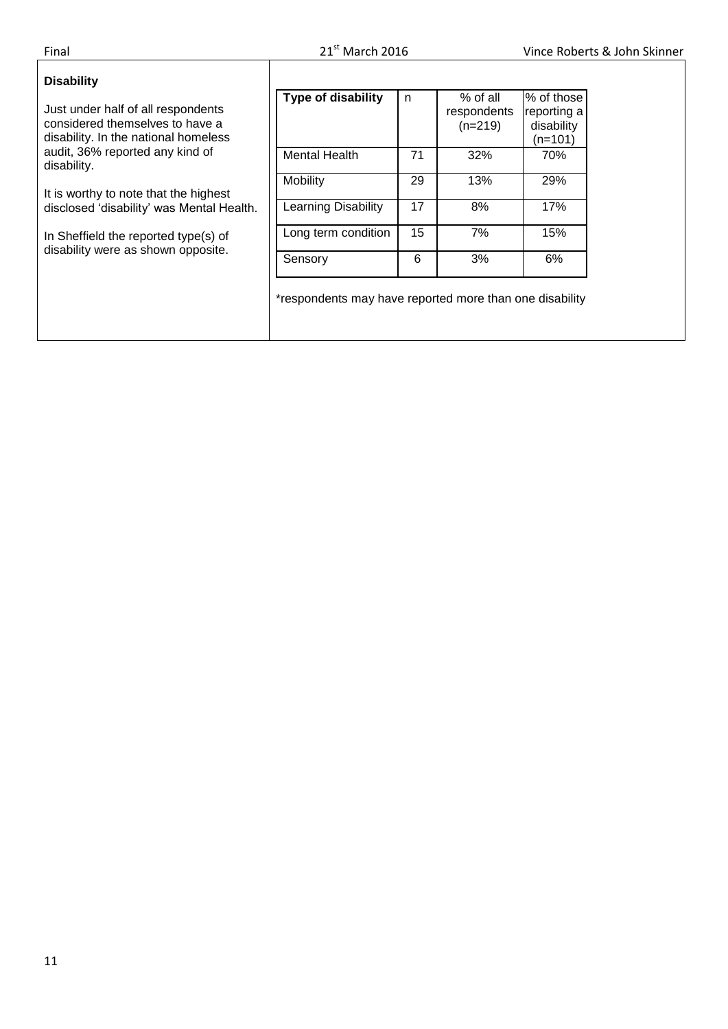### Disability

Just under half of all respondents considered themselves to have a disability. In the national homeless audit, 36% reported any kind of disability.

It is worthy to note that the highest disclosed 'disability' was Mental Health.

In Sheffield the reported type(s) of disability were as shown opposite.

| Type of disability | n | % of all respondents (n=219) | % of those reporting a disability (n=101) |
|---|---|---|---|
| Mental Health | 71 | 32% | 70% |
| Mobility | 29 | 13% | 29% |
| Learning Disability | 17 | 8% | 17% |
| Long term condition | 15 | 7% | 15% |
| Sensory | 6 | 3% | 6% |

*respondents may have reported more than one disability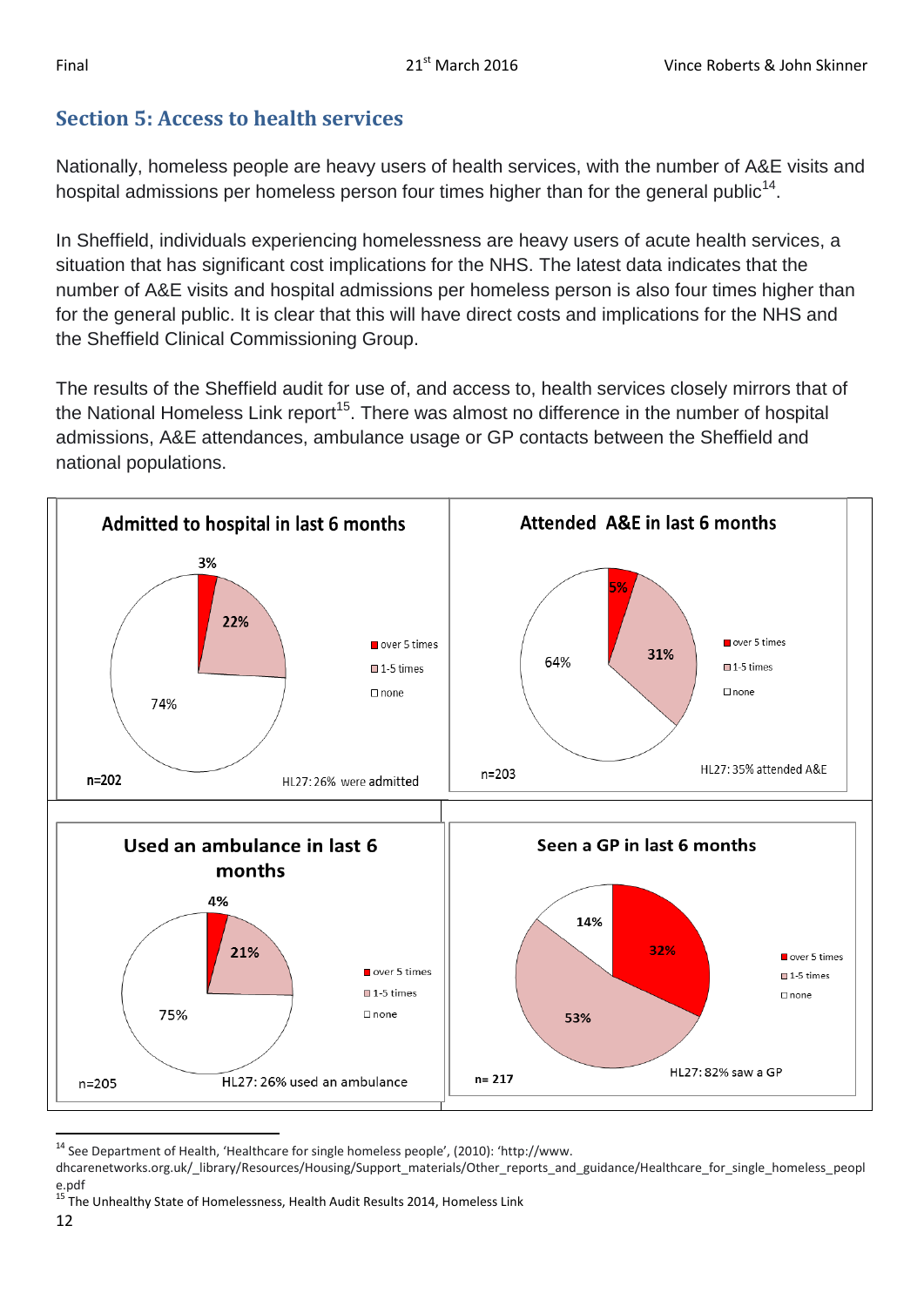## Section 5: Access to health services

Nationally, homeless people are heavy users of health services, with the number of A&E visits and hospital admissions per homeless person four times higher than for the general public[14].

In Sheffield, individuals experiencing homelessness are heavy users of acute health services, a situation that has significant cost implications for the NHS. The latest data indicates that the number of A&E visits and hospital admissions per homeless person is also four times higher than for the general public. It is clear that this will have direct costs and implications for the NHS and the Sheffield Clinical Commissioning Group.

The results of the Sheffield audit for use of, and access to, health services closely mirrors that of the National Homeless Link report[15]. There was almost no difference in the number of hospital admissions, A&E attendances, ambulance usage or GP contacts between the Sheffield and national populations.

**Admitted to hospital in last 6 months**

3%
22%
74%
over 5 times
1-5 times
none
n=202
HL27: 26% were admitted

**Attended A&E in last 6 months**

5%
31%
64%
over 5 times
1-5 times
none
n=203
HL27: 35% attended A&E

**Used an ambulance in last 6 months**

4%
21%
75%
over 5 times
1-5 times
none
n=205
HL27: 26% used an ambulance

**Seen a GP in last 6 months**

14%
32%
53%
over 5 times
1-5 times
none
n= 217
HL27: 82% saw a GP

---

[14] See Department of Health, 'Healthcare for single homeless people', (2010): 'http://www.dhcarenetworks.org.uk/_library/Resources/Housing/Support_materials/Other_reports_and_guidance/Healthcare_for_single_homeless_people.pdf

[15] The Unhealthy State of Homelessness, Health Audit Results 2014, Homeless Link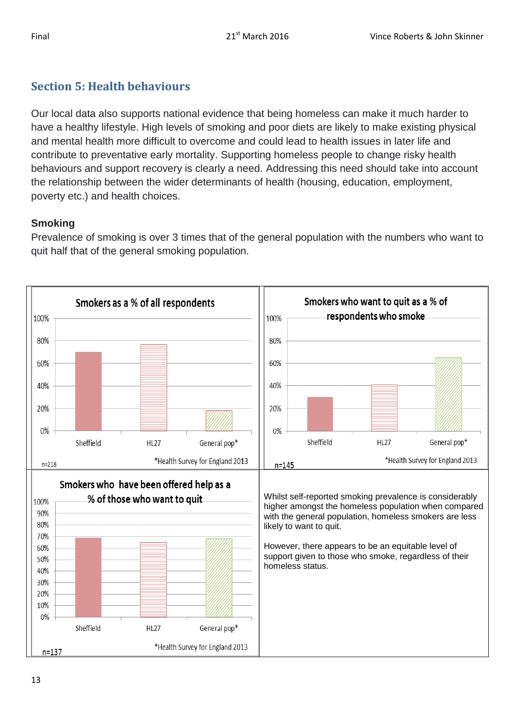## Section 5: Health behaviours

Our local data also supports national evidence that being homeless can make it much harder to have a healthy lifestyle. High levels of smoking and poor diets are likely to make existing physical and mental health more difficult to overcome and could lead to health issues in later life and contribute to preventative early mortality. Supporting homeless people to change risky health behaviours and support recovery is clearly a need. Addressing this need should take into account the relationship between the wider determinants of health (housing, education, employment, poverty etc.) and health choices.

### Smoking

Prevalence of smoking is over 3 times that of the general population with the numbers who want to quit half that of the general smoking population.

Smokers as a % of all respondents

100%
80%
60%
40%
20%
0%

Sheffield
HL27
General pop*

n=218
*Health Survey for England 2013

Smokers who want to quit as a % of respondents who smoke

100%
80%
60%
40%
20%
0%

Sheffield
HL27
General pop*

n=145
*Health Survey for England 2013

Smokers who have been offered help as a % of those who want to quit

100%
90%
80%
70%
60%
50%
40%
30%
20%
10%
0%

Sheffield
HL27
General pop*

n=137
*Health Survey for England 2013

Whilst self-reported smoking prevalence is considerably higher amongst the homeless population when compared with the general population, homeless smokers are less likely to want to quit.

However, there appears to be an equitable level of support given to those who smoke, regardless of their homeless status.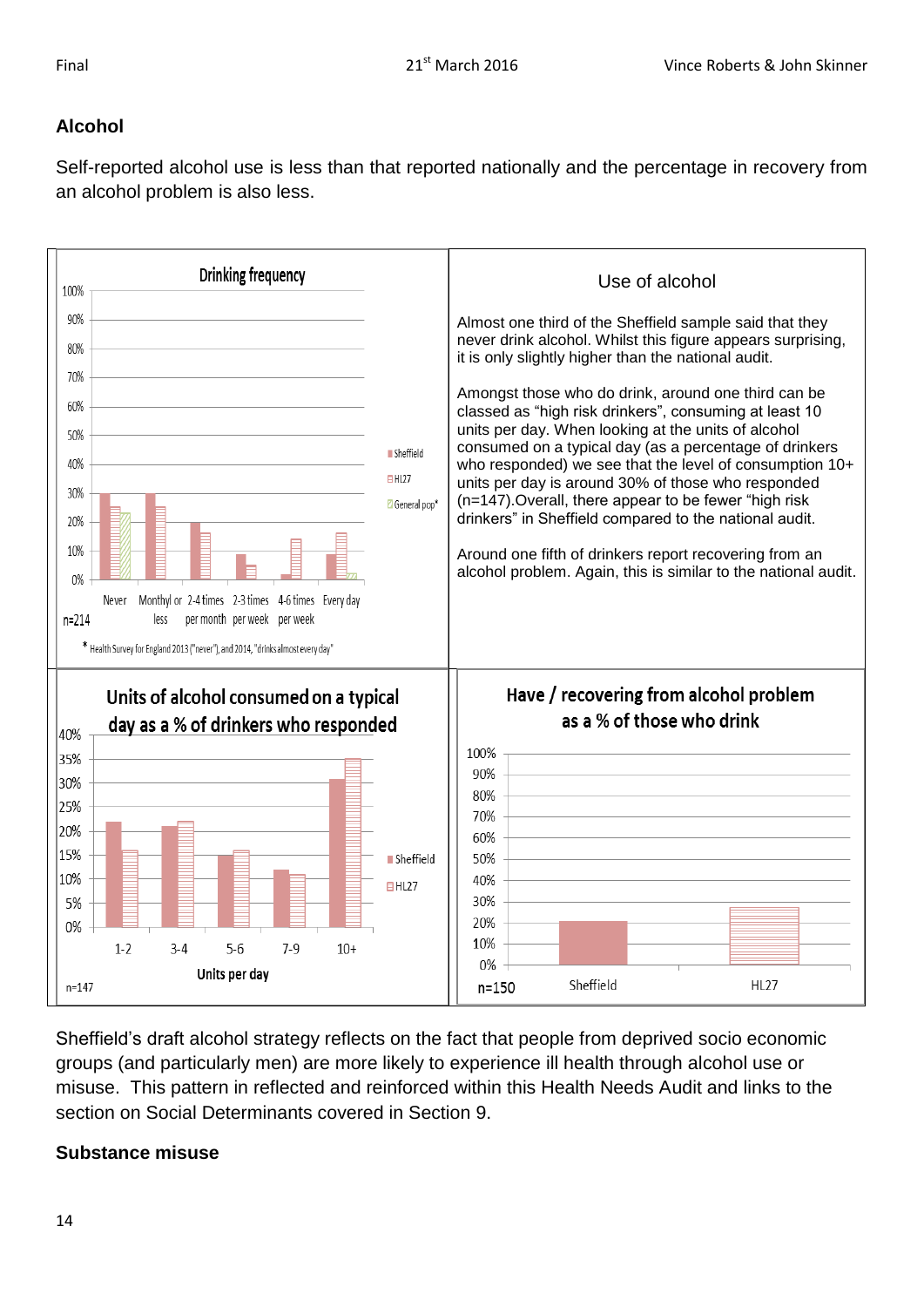## Alcohol

Self-reported alcohol use is less than that reported nationally and the percentage in recovery from an alcohol problem is also less.

Drinking frequency

100%
90%
80%
70%
60%
50%
40%
30%
20%
10%
0%

Never
Monthyl or less
2-4 times per month
2-3 times per week
4-6 times per week
Every day

Sheffield
HL27
General pop*

n=214

\* Health Survey for England 2013 ("never"), and 2014, "drinks almost every day"

### Use of alcohol

Almost one third of the Sheffield sample said that they never drink alcohol. Whilst this figure appears surprising, it is only slightly higher than the national audit.

Amongst those who do drink, around one third can be classed as "high risk drinkers", consuming at least 10 units per day. When looking at the units of alcohol consumed on a typical day (as a percentage of drinkers who responded) we see that the level of consumption 10+ units per day is around 30% of those who responded (n=147).Overall, there appear to be fewer "high risk drinkers" in Sheffield compared to the national audit.

Around one fifth of drinkers report recovering from an alcohol problem. Again, this is similar to the national audit.

Units of alcohol consumed on a typical day as a % of drinkers who responded

40%
35%
30%
25%
20%
15%
10%
5%
0%

1-2
3-4
5-6
7-9
10+

Units per day

Sheffield
HL27

n=147

Have / recovering from alcohol problem as a % of those who drink

100%
90%
80%
70%
60%
50%
40%
30%
20%
10%
0%

Sheffield
HL27

n=150

Sheffield's draft alcohol strategy reflects on the fact that people from deprived socio economic groups (and particularly men) are more likely to experience ill health through alcohol use or misuse. This pattern in reflected and reinforced within this Health Needs Audit and links to the section on Social Determinants covered in Section 9.

## Substance misuse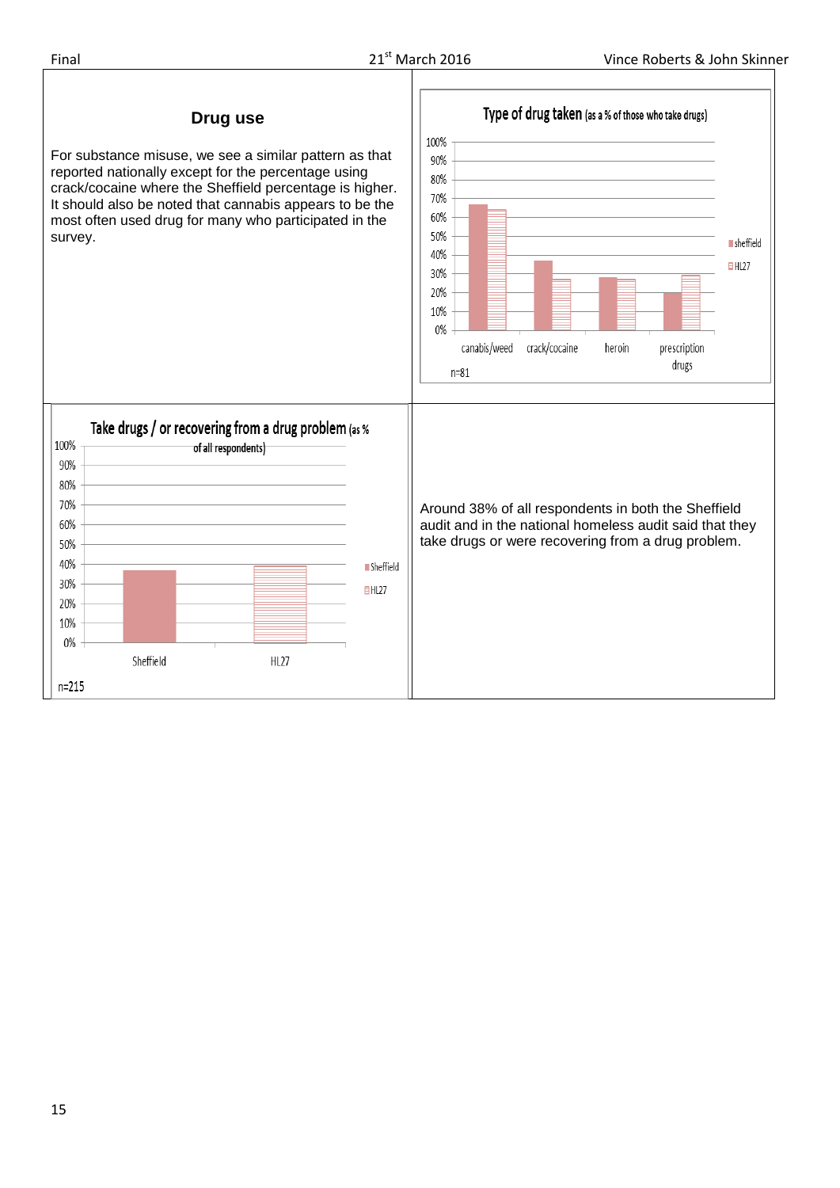## Drug use

For substance misuse, we see a similar pattern as that reported nationally except for the percentage using crack/cocaine where the Sheffield percentage is higher. It should also be noted that cannabis appears to be the most often used drug for many who participated in the survey.

**Type of drug taken** (as a % of those who take drugs)

100%
90%
80%
70%
60%
50%
40%
30%
20%
10%
0%

canabis/weed
crack/cocaine
heroin
prescription drugs

sheffield
HL27

n=81

**Take drugs / or recovering from a drug problem** (as % of all respondents)

100%
90%
80%
70%
60%
50%
40%
30%
20%
10%
0%

Sheffield
HL27

Sheffield
HL27

n=215

Around 38% of all respondents in both the Sheffield audit and in the national homeless audit said that they take drugs or were recovering from a drug problem.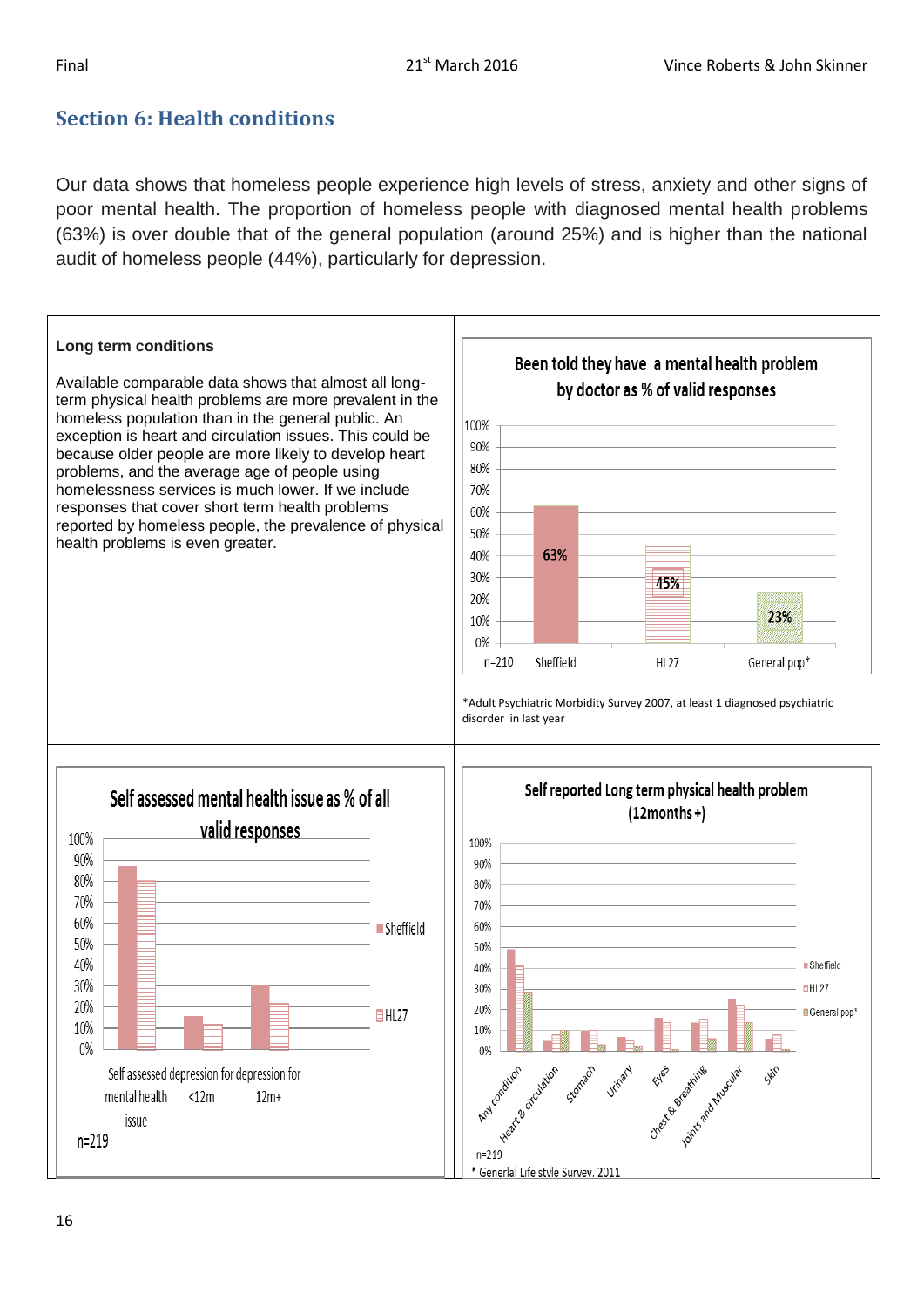## Section 6: Health conditions

Our data shows that homeless people experience high levels of stress, anxiety and other signs of poor mental health. The proportion of homeless people with diagnosed mental health problems (63%) is over double that of the general population (around 25%) and is higher than the national audit of homeless people (44%), particularly for depression.

**Long term conditions**

Available comparable data shows that almost all long-term physical health problems are more prevalent in the homeless population than in the general public. An exception is heart and circulation issues. This could be because older people are more likely to develop heart problems, and the average age of people using homelessness services is much lower. If we include responses that cover short term health problems reported by homeless people, the prevalence of physical health problems is even greater.

Been told they have a mental health problem by doctor as % of valid responses

100%
90%
80%
70%
60%
50%
40%
30%
20%
10%
0%

63%
45%
23%

n=210
Sheffield
HL27
General pop*

*Adult Psychiatric Morbidity Survey 2007, at least 1 diagnosed psychiatric disorder in last year

Self assessed mental health issue as % of all valid responses

100%
90%
80%
70%
60%
50%
40%
30%
20%
10%
0%

Self assessed mental health issue
depression for <12m
depression for 12m+

Sheffield
HL27

n=219

Self reported Long term physical health problem (12months+)

100%
90%
80%
70%
60%
50%
40%
30%
20%
10%
0%

Any condition
Heart & circulation
Stomach
Urinary
Eyes
Chest & Breathing
Joints and Muscular
Skin

Sheffield
HL27
General pop*

n=219

* Generlal Life style Survey, 2011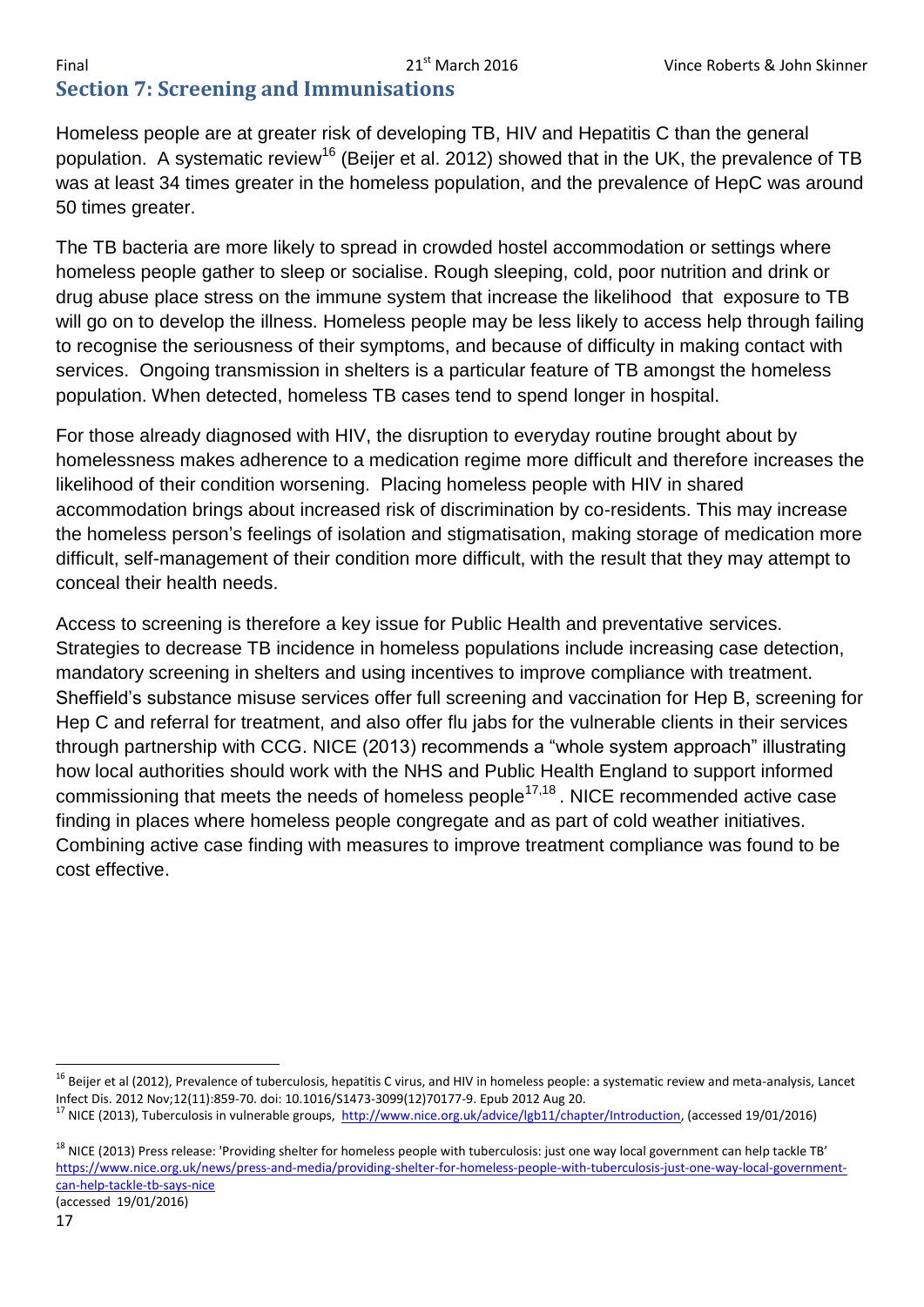## Section 7: Screening and Immunisations

Homeless people are at greater risk of developing TB, HIV and Hepatitis C than the general population. A systematic review[16] (Beijer et al. 2012) showed that in the UK, the prevalence of TB was at least 34 times greater in the homeless population, and the prevalence of HepC was around 50 times greater.

The TB bacteria are more likely to spread in crowded hostel accommodation or settings where homeless people gather to sleep or socialise. Rough sleeping, cold, poor nutrition and drink or drug abuse place stress on the immune system that increase the likelihood that exposure to TB will go on to develop the illness. Homeless people may be less likely to access help through failing to recognise the seriousness of their symptoms, and because of difficulty in making contact with services. Ongoing transmission in shelters is a particular feature of TB amongst the homeless population. When detected, homeless TB cases tend to spend longer in hospital.

For those already diagnosed with HIV, the disruption to everyday routine brought about by homelessness makes adherence to a medication regime more difficult and therefore increases the likelihood of their condition worsening. Placing homeless people with HIV in shared accommodation brings about increased risk of discrimination by co-residents. This may increase the homeless person's feelings of isolation and stigmatisation, making storage of medication more difficult, self-management of their condition more difficult, with the result that they may attempt to conceal their health needs.

Access to screening is therefore a key issue for Public Health and preventative services. Strategies to decrease TB incidence in homeless populations include increasing case detection, mandatory screening in shelters and using incentives to improve compliance with treatment. Sheffield's substance misuse services offer full screening and vaccination for Hep B, screening for Hep C and referral for treatment, and also offer flu jabs for the vulnerable clients in their services through partnership with CCG. NICE (2013) recommends a "whole system approach" illustrating how local authorities should work with the NHS and Public Health England to support informed commissioning that meets the needs of homeless people[17,18]. NICE recommended active case finding in places where homeless people congregate and as part of cold weather initiatives. Combining active case finding with measures to improve treatment compliance was found to be cost effective.

---

[16] Beijer et al (2012), Prevalence of tuberculosis, hepatitis C virus, and HIV in homeless people: a systematic review and meta-analysis, Lancet Infect Dis. 2012 Nov;12(11):859-70. doi: 10.1016/S1473-3099(12)70177-9. Epub 2012 Aug 20.

[17] NICE (2013), Tuberculosis in vulnerable groups, http://www.nice.org.uk/advice/lgb11/chapter/Introduction, (accessed 19/01/2016)

[18] NICE (2013) Press release: 'Providing shelter for homeless people with tuberculosis: just one way local government can help tackle TB' https://www.nice.org.uk/news/press-and-media/providing-shelter-for-homeless-people-with-tuberculosis-just-one-way-local-government-can-help-tackle-tb-says-nice (accessed 19/01/2016)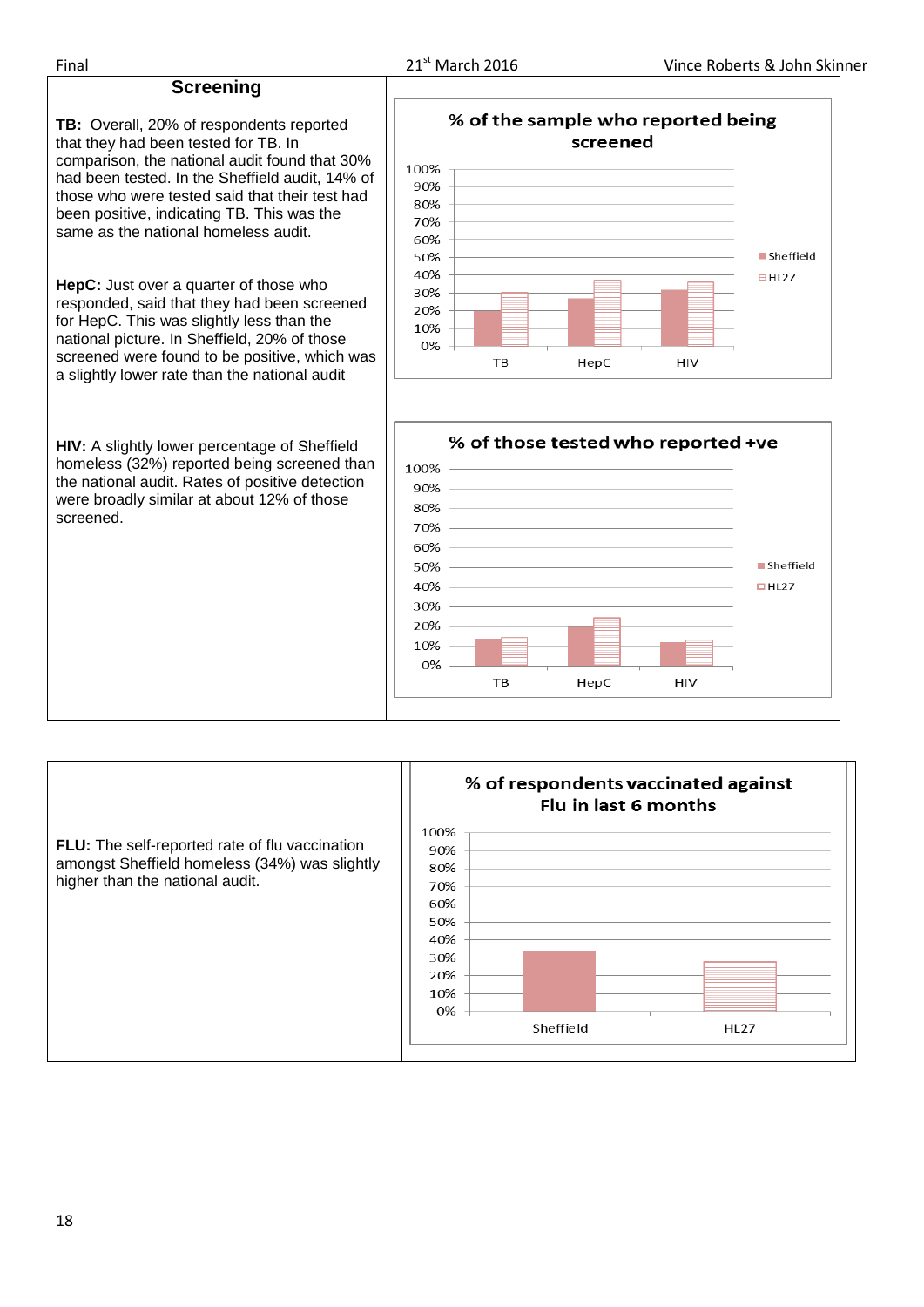## Screening

**TB:** Overall, 20% of respondents reported that they had been tested for TB. In comparison, the national audit found that 30% had been tested. In the Sheffield audit, 14% of those who were tested said that their test had been positive, indicating TB. This was the same as the national homeless audit.

**HepC:** Just over a quarter of those who responded, said that they had been screened for HepC. This was slightly less than the national picture. In Sheffield, 20% of those screened were found to be positive, which was a slightly lower rate than the national audit

**HIV:** A slightly lower percentage of Sheffield homeless (32%) reported being screened than the national audit. Rates of positive detection were broadly similar at about 12% of those screened.

% of the sample who reported being screened

100%
90%
80%
70%
60%
50%
40%
30%
20%
10%
0%

TB
HepC
HIV

Sheffield
HL27

% of those tested who reported +ve

100%
90%
80%
70%
60%
50%
40%
30%
20%
10%
0%

TB
HepC
HIV

Sheffield
HL27

**FLU:** The self-reported rate of flu vaccination amongst Sheffield homeless (34%) was slightly higher than the national audit.

% of respondents vaccinated against Flu in last 6 months

100%
90%
80%
70%
60%
50%
40%
30%
20%
10%
0%

Sheffield
HL27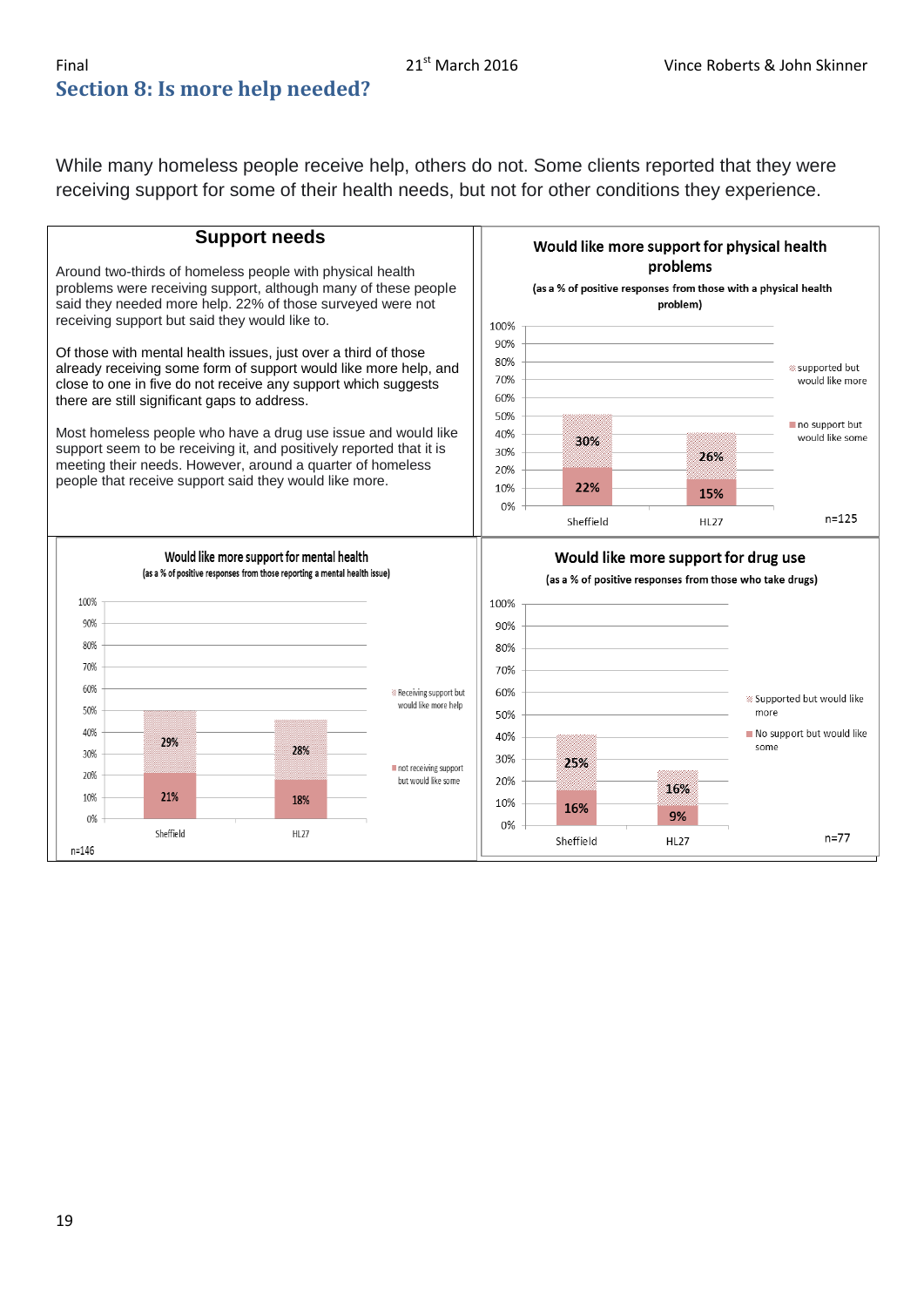# Section 8: Is more help needed?

While many homeless people receive help, others do not. Some clients reported that they were receiving support for some of their health needs, but not for other conditions they experience.

## Support needs

Around two-thirds of homeless people with physical health problems were receiving support, although many of these people said they needed more help. 22% of those surveyed were not receiving support but said they would like to.

Of those with mental health issues, just over a third of those already receiving some form of support would like more help, and close to one in five do not receive any support which suggests there are still significant gaps to address.

Most homeless people who have a drug use issue and would like support seem to be receiving it, and positively reported that it is meeting their needs. However, around a quarter of homeless people that receive support said they would like more.

**Would like more support for physical health problems**
(as a % of positive responses from those with a physical health problem)

100%
90%
80%
70%
60%
50%
40%
30%
20%
10%
0%

Sheffield: 30%, 22%
HL27: 26%, 15%

supported but would like more
no support but would like some

n=125

**Would like more support for mental health**
(as a % of positive responses from those reporting a mental health issue)

100%
90%
80%
70%
60%
50%
40%
30%
20%
10%
0%

Sheffield: 29%, 21%
HL27: 28%, 18%

Receiving support but would like more help
not receiving support but would like some

n=146

**Would like more support for drug use**
(as a % of positive responses from those who take drugs)

100%
90%
80%
70%
60%
50%
40%
30%
20%
10%
0%

Sheffield: 25%, 16%
HL27: 16%, 9%

Supported but would like more
No support but would like some

n=77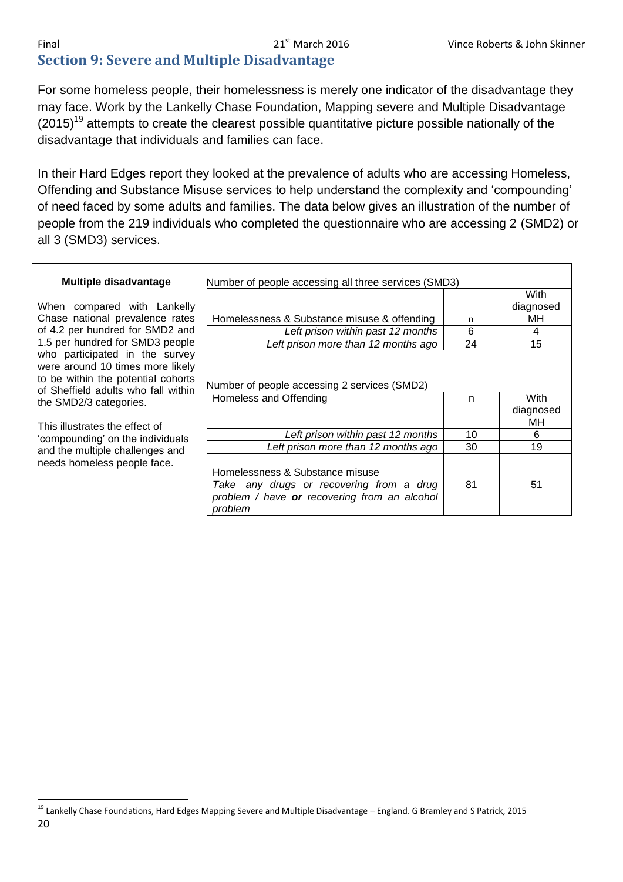## Section 9: Severe and Multiple Disadvantage

For some homeless people, their homelessness is merely one indicator of the disadvantage they may face. Work by the Lankelly Chase Foundation, Mapping severe and Multiple Disadvantage (2015)[19] attempts to create the clearest possible quantitative picture possible nationally of the disadvantage that individuals and families can face.

In their Hard Edges report they looked at the prevalence of adults who are accessing Homeless, Offending and Substance Misuse services to help understand the complexity and 'compounding' of need faced by some adults and families. The data below gives an illustration of the number of people from the 219 individuals who completed the questionnaire who are accessing 2 (SMD2) or all 3 (SMD3) services.

**Multiple disadvantage**

When compared with Lankelly Chase national prevalence rates of 4.2 per hundred for SMD2 and 1.5 per hundred for SMD3 people who participated in the survey were around 10 times more likely to be within the potential cohorts of Sheffield adults who fall within the SMD2/3 categories.

This illustrates the effect of 'compounding' on the individuals and the multiple challenges and needs homeless people face.

| Number of people accessing all three services (SMD3) | | |
|---|---|---|
| Homelessness & Substance misuse & offending | n | With diagnosed MH |
| *Left prison within past 12 months* | 6 | 4 |
| *Left prison more than 12 months ago* | 24 | 15 |

| Number of people accessing 2 services (SMD2) | | |
|---|---|---|
| Homeless and Offending | n | With diagnosed MH |
| *Left prison within past 12 months* | 10 | 6 |
| *Left prison more than 12 months ago* | 30 | 19 |
| | | |
| Homelessness & Substance misuse | | |
| *Take any drugs or recovering from a drug problem / have* ***or*** *recovering from an alcohol problem* | 81 | 51 |

[19] Lankelly Chase Foundations, Hard Edges Mapping Severe and Multiple Disadvantage – England. G Bramley and S Patrick, 2015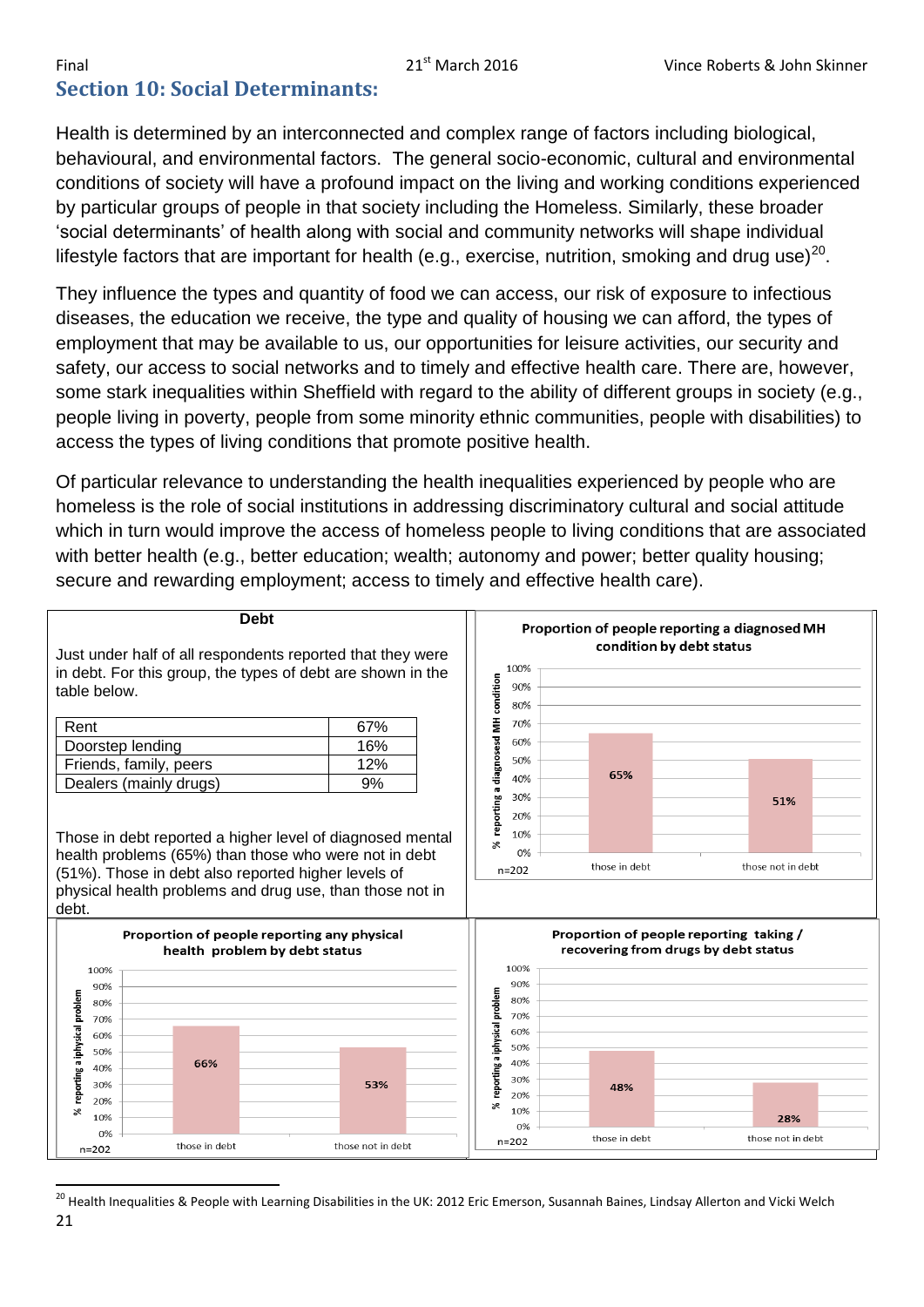## Section 10: Social Determinants:

Health is determined by an interconnected and complex range of factors including biological, behavioural, and environmental factors. The general socio-economic, cultural and environmental conditions of society will have a profound impact on the living and working conditions experienced by particular groups of people in that society including the Homeless. Similarly, these broader 'social determinants' of health along with social and community networks will shape individual lifestyle factors that are important for health (e.g., exercise, nutrition, smoking and drug use)[20].

They influence the types and quantity of food we can access, our risk of exposure to infectious diseases, the education we receive, the type and quality of housing we can afford, the types of employment that may be available to us, our opportunities for leisure activities, our security and safety, our access to social networks and to timely and effective health care. There are, however, some stark inequalities within Sheffield with regard to the ability of different groups in society (e.g., people living in poverty, people from some minority ethnic communities, people with disabilities) to access the types of living conditions that promote positive health.

Of particular relevance to understanding the health inequalities experienced by people who are homeless is the role of social institutions in addressing discriminatory cultural and social attitude which in turn would improve the access of homeless people to living conditions that are associated with better health (e.g., better education; wealth; autonomy and power; better quality housing; secure and rewarding employment; access to timely and effective health care).

**Debt**

Just under half of all respondents reported that they were in debt. For this group, the types of debt are shown in the table below.

| | |
|---|---|
| Rent | 67% |
| Doorstep lending | 16% |
| Friends, family, peers | 12% |
| Dealers (mainly drugs) | 9% |

Those in debt reported a higher level of diagnosed mental health problems (65%) than those who were not in debt (51%). Those in debt also reported higher levels of physical health problems and drug use, than those not in debt.

**Proportion of people reporting a diagnosed MH condition by debt status**

% reporting a diagnosed MH condition

100%, 90%, 80%, 70%, 60%, 50%, 40%, 30%, 20%, 10%, 0%

n=202

65% those in debt

51% those not in debt

**Proportion of people reporting any physical health problem by debt status**

% reporting a iphysical problem

100%, 90%, 80%, 70%, 60%, 50%, 40%, 30%, 20%, 10%, 0%

n=202

66% those in debt

53% those not in debt

**Proportion of people reporting taking / recovering from drugs by debt status**

% reporting a iphysical problem

100%, 90%, 80%, 70%, 60%, 50%, 40%, 30%, 20%, 10%, 0%

n=202

48% those in debt

28% those not in debt

[20] Health Inequalities & People with Learning Disabilities in the UK: 2012 Eric Emerson, Susannah Baines, Lindsay Allerton and Vicki Welch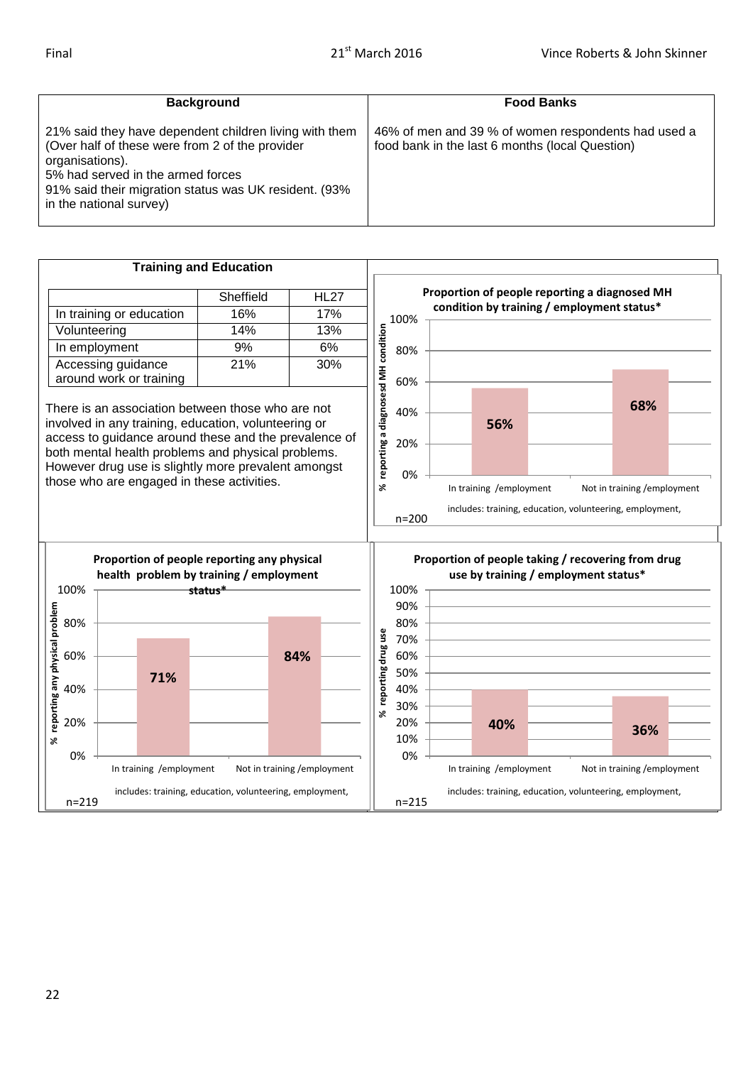## Background

21% said they have dependent children living with them (Over half of these were from 2 of the provider organisations).
5% had served in the armed forces
91% said their migration status was UK resident. (93% in the national survey)

## Food Banks

46% of men and 39 % of women respondents had used a food bank in the last 6 months (local Question)

## Training and Education

| | Sheffield | HL27 |
|---|---|---|
| In training or education | 16% | 17% |
| Volunteering | 14% | 13% |
| In employment | 9% | 6% |
| Accessing guidance around work or training | 21% | 30% |

There is an association between those who are not involved in any training, education, volunteering or access to guidance around these and the prevalence of both mental health problems and physical problems. However drug use is slightly more prevalent amongst those who are engaged in these activities.

**Proportion of people reporting a diagnosed MH condition by training / employment status***

% reporting a diagnosesd MH condition

100%
80%
60%
40%
20%
0%

56%
68%

In training /employment
Not in training /employment

includes: training, education, volunteering, employment,

n=200

**Proportion of people reporting any physical health problem by training / employment status***

% reporting any physical problem

100%
80%
60%
40%
20%
0%

71%
84%

In training /employment
Not in training /employment

includes: training, education, volunteering, employment,

n=219

**Proportion of people taking / recovering from drug use by training / employment status***

% reporting drug use

100%
90%
80%
70%
60%
50%
40%
30%
20%
10%
0%

40%
36%

In training /employment
Not in training /employment

includes: training, education, volunteering, employment,

n=215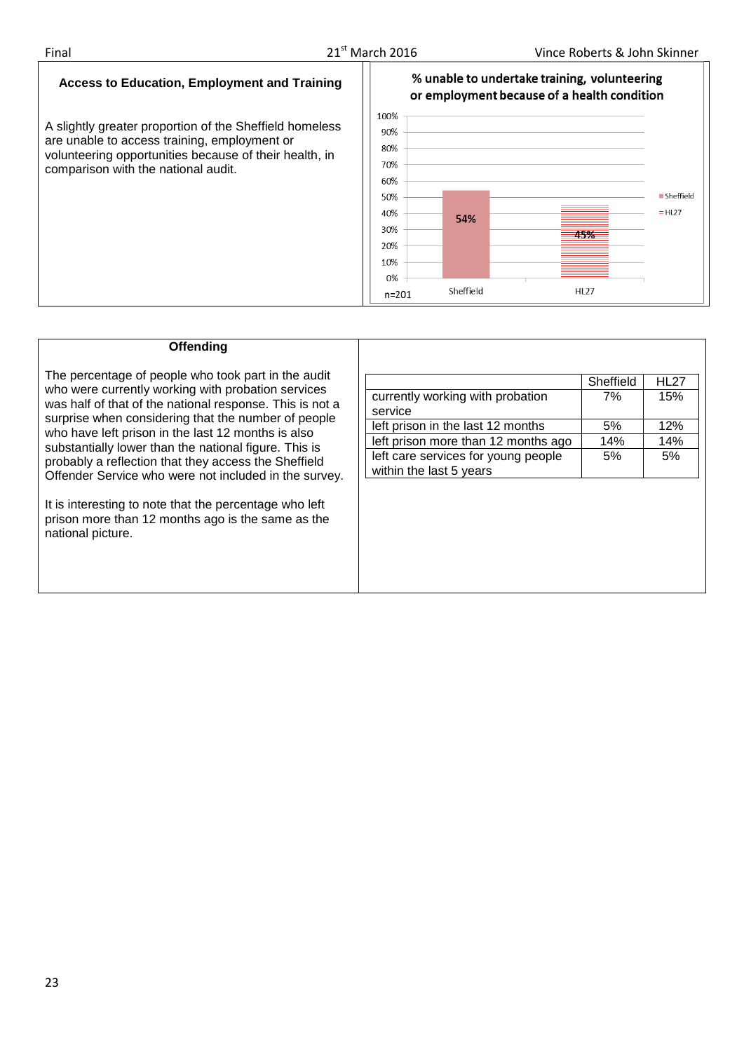## Access to Education, Employment and Training

A slightly greater proportion of the Sheffield homeless are unable to access training, employment or volunteering opportunities because of their health, in comparison with the national audit.

**% unable to undertake training, volunteering or employment because of a health condition**

| | Sheffield | HL27 |
|---|---|---|
| % unable | 54% | 45% |

n=201

## Offending

The percentage of people who took part in the audit who were currently working with probation services was half of that of the national response. This is not a surprise when considering that the number of people who have left prison in the last 12 months is also substantially lower than the national figure. This is probably a reflection that they access the Sheffield Offender Service who were not included in the survey.

It is interesting to note that the percentage who left prison more than 12 months ago is the same as the national picture.

| | Sheffield | HL27 |
|---|---|---|
| currently working with probation service | 7% | 15% |
| left prison in the last 12 months | 5% | 12% |
| left prison more than 12 months ago | 14% | 14% |
| left care services for young people within the last 5 years | 5% | 5% |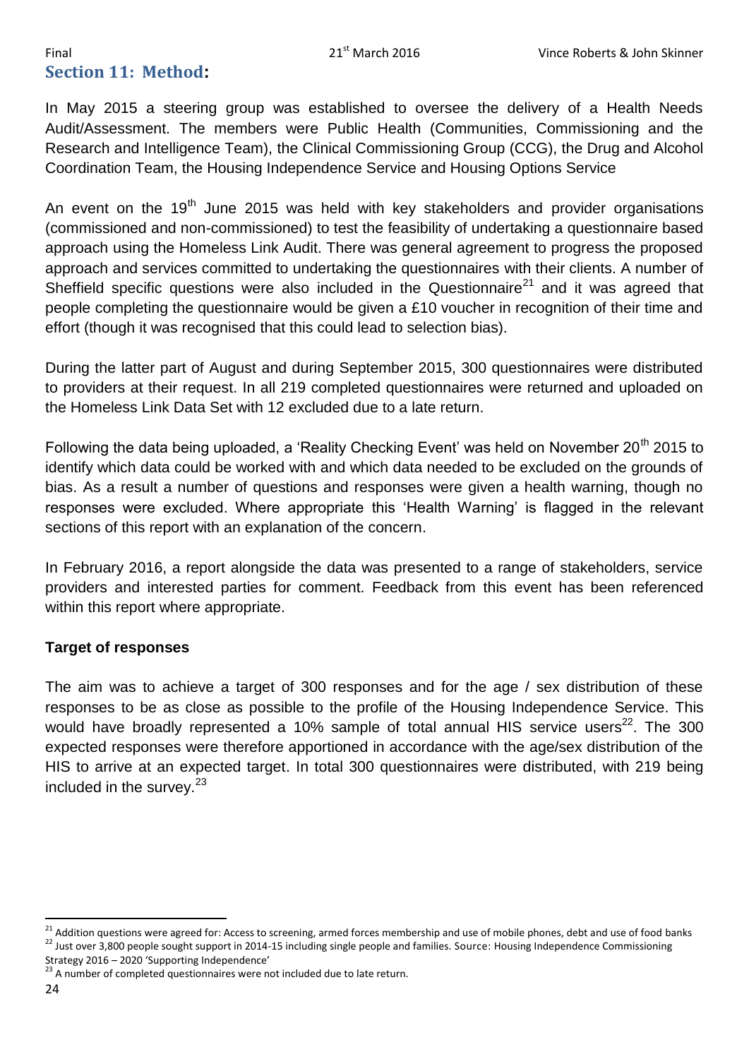## Section 11: Method:

In May 2015 a steering group was established to oversee the delivery of a Health Needs Audit/Assessment. The members were Public Health (Communities, Commissioning and the Research and Intelligence Team), the Clinical Commissioning Group (CCG), the Drug and Alcohol Coordination Team, the Housing Independence Service and Housing Options Service

An event on the 19th June 2015 was held with key stakeholders and provider organisations (commissioned and non-commissioned) to test the feasibility of undertaking a questionnaire based approach using the Homeless Link Audit. There was general agreement to progress the proposed approach and services committed to undertaking the questionnaires with their clients. A number of Sheffield specific questions were also included in the Questionnaire[21] and it was agreed that people completing the questionnaire would be given a £10 voucher in recognition of their time and effort (though it was recognised that this could lead to selection bias).

During the latter part of August and during September 2015, 300 questionnaires were distributed to providers at their request. In all 219 completed questionnaires were returned and uploaded on the Homeless Link Data Set with 12 excluded due to a late return.

Following the data being uploaded, a 'Reality Checking Event' was held on November 20th 2015 to identify which data could be worked with and which data needed to be excluded on the grounds of bias. As a result a number of questions and responses were given a health warning, though no responses were excluded. Where appropriate this 'Health Warning' is flagged in the relevant sections of this report with an explanation of the concern.

In February 2016, a report alongside the data was presented to a range of stakeholders, service providers and interested parties for comment. Feedback from this event has been referenced within this report where appropriate.

### Target of responses

The aim was to achieve a target of 300 responses and for the age / sex distribution of these responses to be as close as possible to the profile of the Housing Independence Service. This would have broadly represented a 10% sample of total annual HIS service users[22]. The 300 expected responses were therefore apportioned in accordance with the age/sex distribution of the HIS to arrive at an expected target. In total 300 questionnaires were distributed, with 219 being included in the survey.[23]

---

[21] Addition questions were agreed for: Access to screening, armed forces membership and use of mobile phones, debt and use of food banks

[22] Just over 3,800 people sought support in 2014-15 including single people and families. Source: Housing Independence Commissioning Strategy 2016 – 2020 'Supporting Independence'

[23] A number of completed questionnaires were not included due to late return.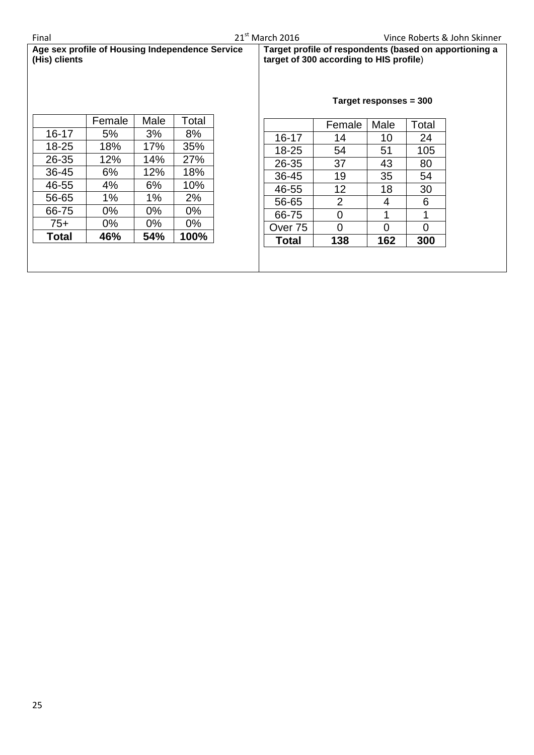**Age sex profile of Housing Independence Service (His) clients**

| | Female | Male | Total |
|---|---|---|---|
| 16-17 | 5% | 3% | 8% |
| 18-25 | 18% | 17% | 35% |
| 26-35 | 12% | 14% | 27% |
| 36-45 | 6% | 12% | 18% |
| 46-55 | 4% | 6% | 10% |
| 56-65 | 1% | 1% | 2% |
| 66-75 | 0% | 0% | 0% |
| 75+ | 0% | 0% | 0% |
| **Total** | **46%** | **54%** | **100%** |

**Target profile of respondents (based on apportioning a target of 300 according to HIS profile)**

**Target responses = 300**

| | Female | Male | Total |
|---|---|---|---|
| 16-17 | 14 | 10 | 24 |
| 18-25 | 54 | 51 | 105 |
| 26-35 | 37 | 43 | 80 |
| 36-45 | 19 | 35 | 54 |
| 46-55 | 12 | 18 | 30 |
| 56-65 | 2 | 4 | 6 |
| 66-75 | 0 | 1 | 1 |
| Over 75 | 0 | 0 | 0 |
| **Total** | **138** | **162** | **300** |